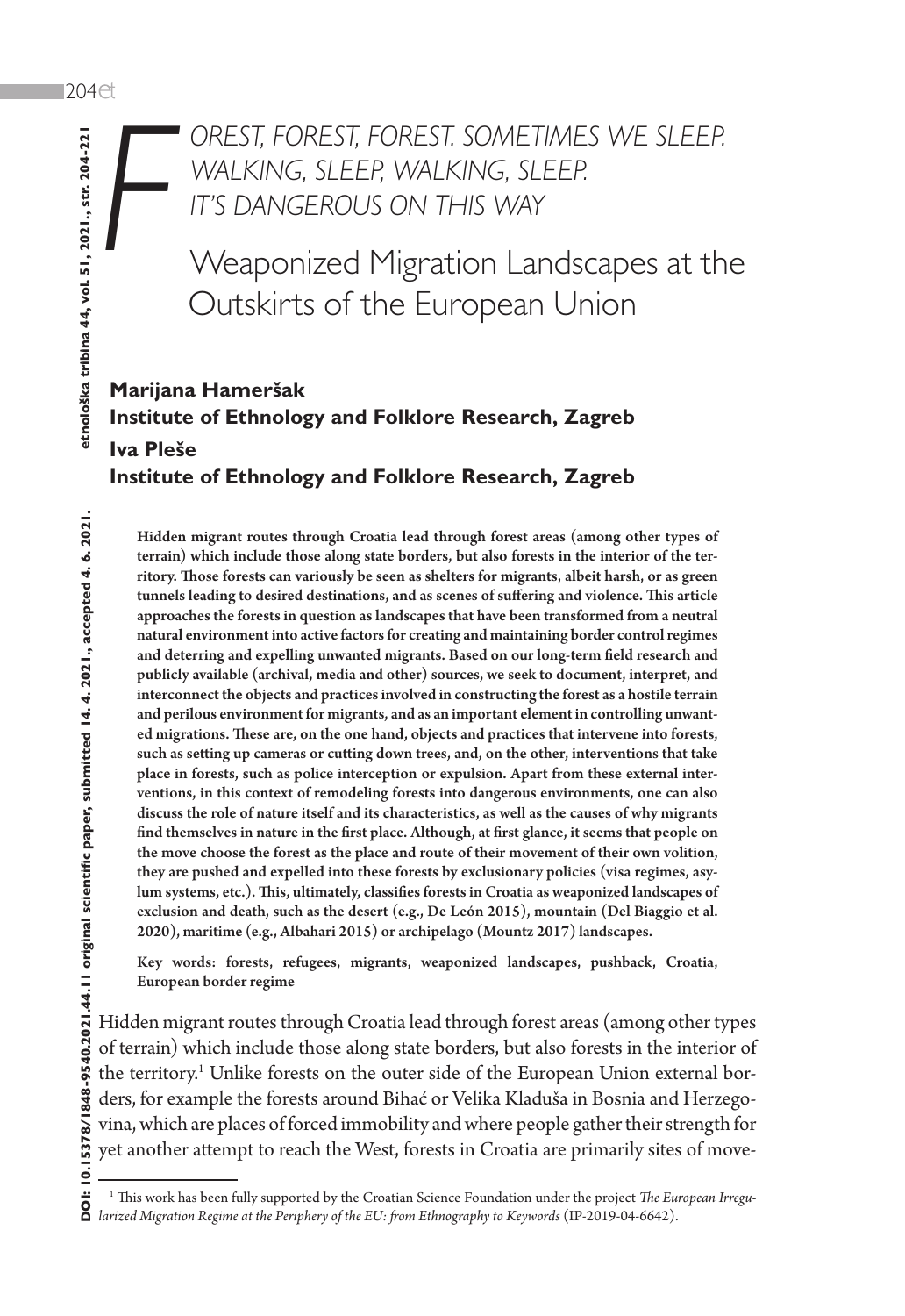# FOREST, FOREST, FOREST. SOMETIMES WE SLEEP. WALKING, SLEEP, WALKING, SLEEP. IT'S DANGEROUS ON THIS WAY

## Weaponized Migration Landscapes at the Outskirts of the European Union

**Marijana Hameršak**
**Institute of Ethnology and Folklore Research, Zagreb**
**Iva Pleše**
**Institute of Ethnology and Folklore Research, Zagreb**

**Hidden migrant routes through Croatia lead through forest areas (among other types of terrain) which include those along state borders, but also forests in the interior of the territory. Those forests can variously be seen as shelters for migrants, albeit harsh, or as green tunnels leading to desired destinations, and as scenes of suffering and violence. This article approaches the forests in question as landscapes that have been transformed from a neutral natural environment into active factors for creating and maintaining border control regimes and deterring and expelling unwanted migrants. Based on our long-term field research and publicly available (archival, media and other) sources, we seek to document, interpret, and interconnect the objects and practices involved in constructing the forest as a hostile terrain and perilous environment for migrants, and as an important element in controlling unwanted migrations. These are, on the one hand, objects and practices that intervene into forests, such as setting up cameras or cutting down trees, and, on the other, interventions that take place in forests, such as police interception or expulsion. Apart from these external interventions, in this context of remodeling forests into dangerous environments, one can also discuss the role of nature itself and its characteristics, as well as the causes of why migrants find themselves in nature in the first place. Although, at first glance, it seems that people on the move choose the forest as the place and route of their movement of their own volition, they are pushed and expelled into these forests by exclusionary policies (visa regimes, asylum systems, etc.). This, ultimately, classifies forests in Croatia as weaponized landscapes of exclusion and death, such as the desert (e.g., De León 2015), mountain (Del Biaggio et al. 2020), maritime (e.g., Albahari 2015) or archipelago (Mountz 2017) landscapes.**

**Key words: forests, refugees, migrants, weaponized landscapes, pushback, Croatia, European border regime**

Hidden migrant routes through Croatia lead through forest areas (among other types of terrain) which include those along state borders, but also forests in the interior of the territory.[1] Unlike forests on the outer side of the European Union external borders, for example the forests around Bihać or Velika Kladuša in Bosnia and Herzegovina, which are places of forced immobility and where people gather their strength for yet another attempt to reach the West, forests in Croatia are primarily sites of move-

[1] This work has been fully supported by the Croatian Science Foundation under the project *The European Irregularized Migration Regime at the Periphery of the EU: from Ethnography to Keywords* (IP-2019-04-6642).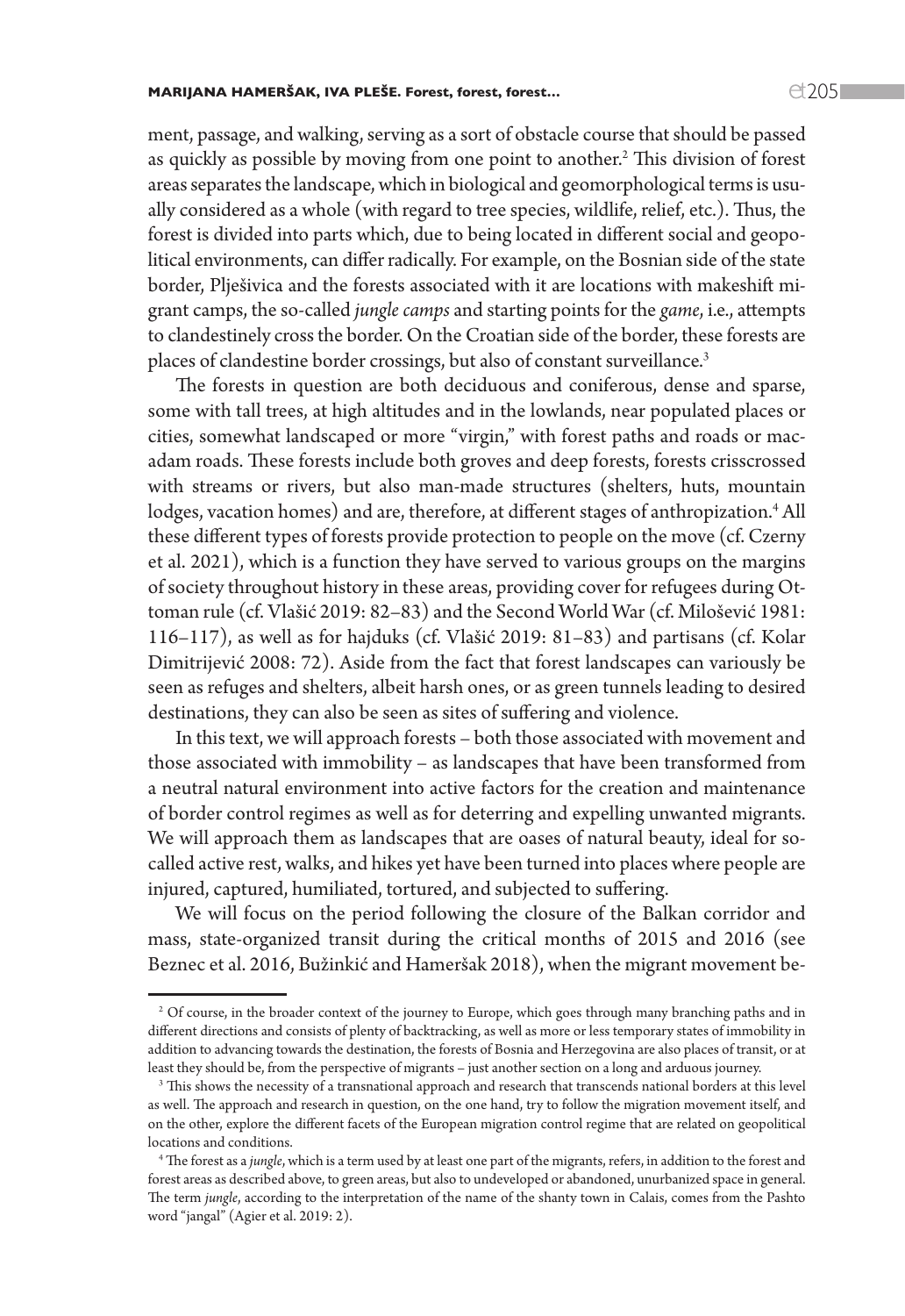ment, passage, and walking, serving as a sort of obstacle course that should be passed as quickly as possible by moving from one point to another.[2] This division of forest areas separates the landscape, which in biological and geomorphological terms is usually considered as a whole (with regard to tree species, wildlife, relief, etc.). Thus, the forest is divided into parts which, due to being located in different social and geopolitical environments, can differ radically. For example, on the Bosnian side of the state border, Plješivica and the forests associated with it are locations with makeshift migrant camps, the so-called *jungle camps* and starting points for the *game*, i.e., attempts to clandestinely cross the border. On the Croatian side of the border, these forests are places of clandestine border crossings, but also of constant surveillance.[3]

The forests in question are both deciduous and coniferous, dense and sparse, some with tall trees, at high altitudes and in the lowlands, near populated places or cities, somewhat landscaped or more "virgin," with forest paths and roads or macadam roads. These forests include both groves and deep forests, forests crisscrossed with streams or rivers, but also man-made structures (shelters, huts, mountain lodges, vacation homes) and are, therefore, at different stages of anthropization.[4] All these different types of forests provide protection to people on the move (cf. Czerny et al. 2021), which is a function they have served to various groups on the margins of society throughout history in these areas, providing cover for refugees during Ottoman rule (cf. Vlašić 2019: 82–83) and the Second World War (cf. Milošević 1981: 116–117), as well as for hajduks (cf. Vlašić 2019: 81–83) and partisans (cf. Kolar Dimitrijević 2008: 72). Aside from the fact that forest landscapes can variously be seen as refuges and shelters, albeit harsh ones, or as green tunnels leading to desired destinations, they can also be seen as sites of suffering and violence.

In this text, we will approach forests – both those associated with movement and those associated with immobility – as landscapes that have been transformed from a neutral natural environment into active factors for the creation and maintenance of border control regimes as well as for deterring and expelling unwanted migrants. We will approach them as landscapes that are oases of natural beauty, ideal for so-called active rest, walks, and hikes yet have been turned into places where people are injured, captured, humiliated, tortured, and subjected to suffering.

We will focus on the period following the closure of the Balkan corridor and mass, state-organized transit during the critical months of 2015 and 2016 (see Beznec et al. 2016, Bužinkić and Hameršak 2018), when the migrant movement be-

---

[2] Of course, in the broader context of the journey to Europe, which goes through many branching paths and in different directions and consists of plenty of backtracking, as well as more or less temporary states of immobility in addition to advancing towards the destination, the forests of Bosnia and Herzegovina are also places of transit, or at least they should be, from the perspective of migrants – just another section on a long and arduous journey.

[3] This shows the necessity of a transnational approach and research that transcends national borders at this level as well. The approach and research in question, on the one hand, try to follow the migration movement itself, and on the other, explore the different facets of the European migration control regime that are related on geopolitical locations and conditions.

[4] The forest as a *jungle*, which is a term used by at least one part of the migrants, refers, in addition to the forest and forest areas as described above, to green areas, but also to undeveloped or abandoned, unurbanized space in general. The term *jungle*, according to the interpretation of the name of the shanty town in Calais, comes from the Pashto word "jangal" (Agier et al. 2019: 2).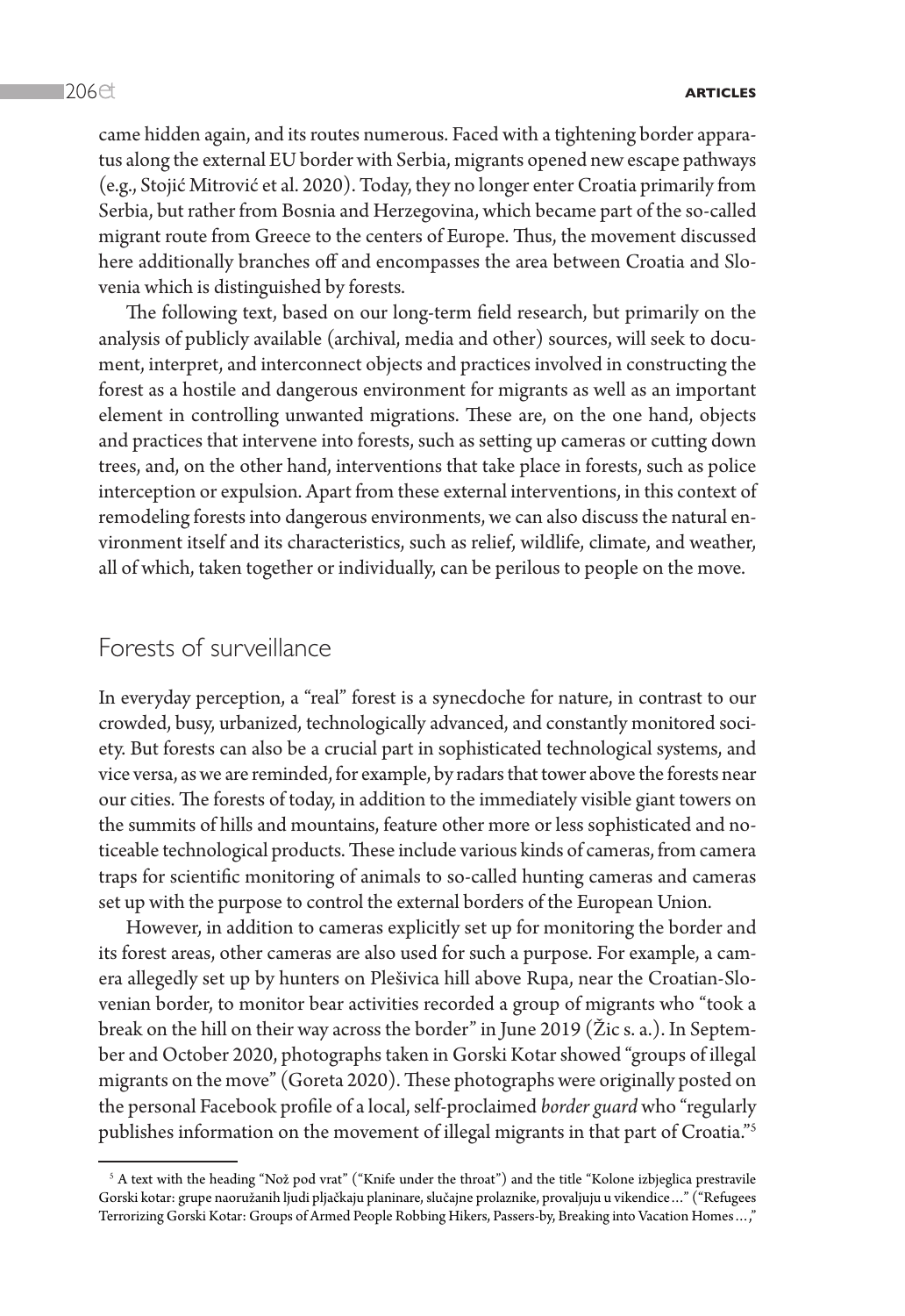came hidden again, and its routes numerous. Faced with a tightening border apparatus along the external EU border with Serbia, migrants opened new escape pathways (e.g., Stojić Mitrović et al. 2020). Today, they no longer enter Croatia primarily from Serbia, but rather from Bosnia and Herzegovina, which became part of the so-called migrant route from Greece to the centers of Europe. Thus, the movement discussed here additionally branches off and encompasses the area between Croatia and Slovenia which is distinguished by forests.

The following text, based on our long-term field research, but primarily on the analysis of publicly available (archival, media and other) sources, will seek to document, interpret, and interconnect objects and practices involved in constructing the forest as a hostile and dangerous environment for migrants as well as an important element in controlling unwanted migrations. These are, on the one hand, objects and practices that intervene into forests, such as setting up cameras or cutting down trees, and, on the other hand, interventions that take place in forests, such as police interception or expulsion. Apart from these external interventions, in this context of remodeling forests into dangerous environments, we can also discuss the natural environment itself and its characteristics, such as relief, wildlife, climate, and weather, all of which, taken together or individually, can be perilous to people on the move.

## Forests of surveillance

In everyday perception, a "real" forest is a synecdoche for nature, in contrast to our crowded, busy, urbanized, technologically advanced, and constantly monitored society. But forests can also be a crucial part in sophisticated technological systems, and vice versa, as we are reminded, for example, by radars that tower above the forests near our cities. The forests of today, in addition to the immediately visible giant towers on the summits of hills and mountains, feature other more or less sophisticated and noticeable technological products. These include various kinds of cameras, from camera traps for scientific monitoring of animals to so-called hunting cameras and cameras set up with the purpose to control the external borders of the European Union.

However, in addition to cameras explicitly set up for monitoring the border and its forest areas, other cameras are also used for such a purpose. For example, a camera allegedly set up by hunters on Plešivica hill above Rupa, near the Croatian-Slovenian border, to monitor bear activities recorded a group of migrants who "took a break on the hill on their way across the border" in June 2019 (Žic s. a.). In September and October 2020, photographs taken in Gorski Kotar showed "groups of illegal migrants on the move" (Goreta 2020). These photographs were originally posted on the personal Facebook profile of a local, self-proclaimed *border guard* who "regularly publishes information on the movement of illegal migrants in that part of Croatia."[5]

---

[5] A text with the heading "Nož pod vrat" ("Knife under the throat") and the title "Kolone izbjeglica prestravile Gorski kotar: grupe naoružanih ljudi pljačkaju planinare, slučajne prolaznike, provaljuju u vikendice…" ("Refugees Terrorizing Gorski Kotar: Groups of Armed People Robbing Hikers, Passers-by, Breaking into Vacation Homes…,"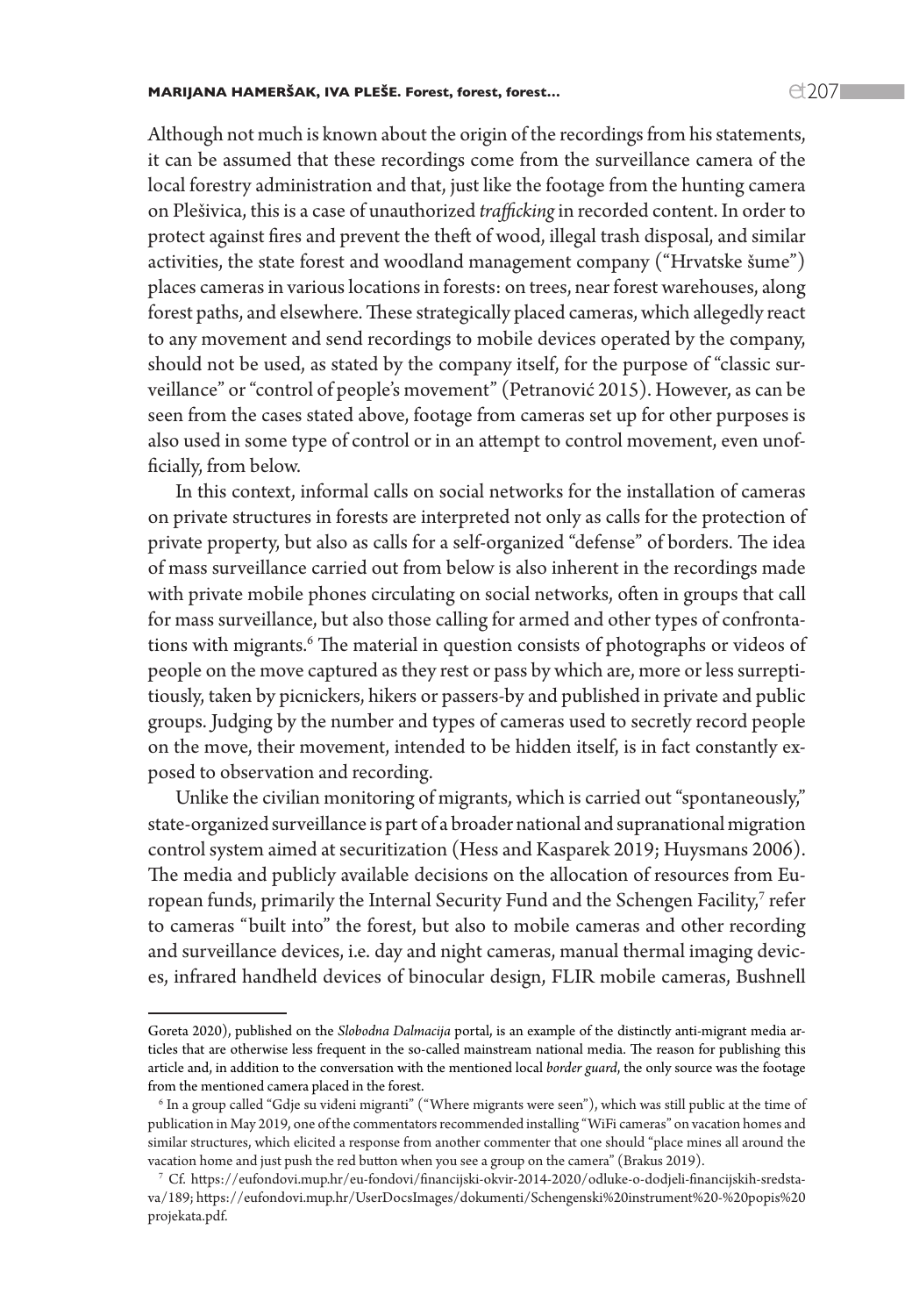Although not much is known about the origin of the recordings from his statements, it can be assumed that these recordings come from the surveillance camera of the local forestry administration and that, just like the footage from the hunting camera on Plešivica, this is a case of unauthorized *trafficking* in recorded content. In order to protect against fires and prevent the theft of wood, illegal trash disposal, and similar activities, the state forest and woodland management company ("Hrvatske šume") places cameras in various locations in forests: on trees, near forest warehouses, along forest paths, and elsewhere. These strategically placed cameras, which allegedly react to any movement and send recordings to mobile devices operated by the company, should not be used, as stated by the company itself, for the purpose of "classic surveillance" or "control of people's movement" (Petranović 2015). However, as can be seen from the cases stated above, footage from cameras set up for other purposes is also used in some type of control or in an attempt to control movement, even unofficially, from below.

In this context, informal calls on social networks for the installation of cameras on private structures in forests are interpreted not only as calls for the protection of private property, but also as calls for a self-organized "defense" of borders. The idea of mass surveillance carried out from below is also inherent in the recordings made with private mobile phones circulating on social networks, often in groups that call for mass surveillance, but also those calling for armed and other types of confrontations with migrants.[6] The material in question consists of photographs or videos of people on the move captured as they rest or pass by which are, more or less surreptitiously, taken by picnickers, hikers or passers-by and published in private and public groups. Judging by the number and types of cameras used to secretly record people on the move, their movement, intended to be hidden itself, is in fact constantly exposed to observation and recording.

Unlike the civilian monitoring of migrants, which is carried out "spontaneously," state-organized surveillance is part of a broader national and supranational migration control system aimed at securitization (Hess and Kasparek 2019; Huysmans 2006). The media and publicly available decisions on the allocation of resources from European funds, primarily the Internal Security Fund and the Schengen Facility,[7] refer to cameras "built into" the forest, but also to mobile cameras and other recording and surveillance devices, i.e. day and night cameras, manual thermal imaging devices, infrared handheld devices of binocular design, FLIR mobile cameras, Bushnell

---

Goreta 2020), published on the *Slobodna Dalmacija* portal, is an example of the distinctly anti-migrant media articles that are otherwise less frequent in the so-called mainstream national media. The reason for publishing this article and, in addition to the conversation with the mentioned local *border guard*, the only source was the footage from the mentioned camera placed in the forest.

[6] In a group called "Gdje su viđeni migranti" ("Where migrants were seen"), which was still public at the time of publication in May 2019, one of the commentators recommended installing "WiFi cameras" on vacation homes and similar structures, which elicited a response from another commenter that one should "place mines all around the vacation home and just push the red button when you see a group on the camera" (Brakus 2019).

[7] Cf. https://eufondovi.mup.hr/eu-fondovi/financijski-okvir-2014-2020/odluke-o-dodjeli-financijskih-sredstava/189; https://eufondovi.mup.hr/UserDocsImages/dokumenti/Schengenski%20instrument%20-%20popis%20projekata.pdf.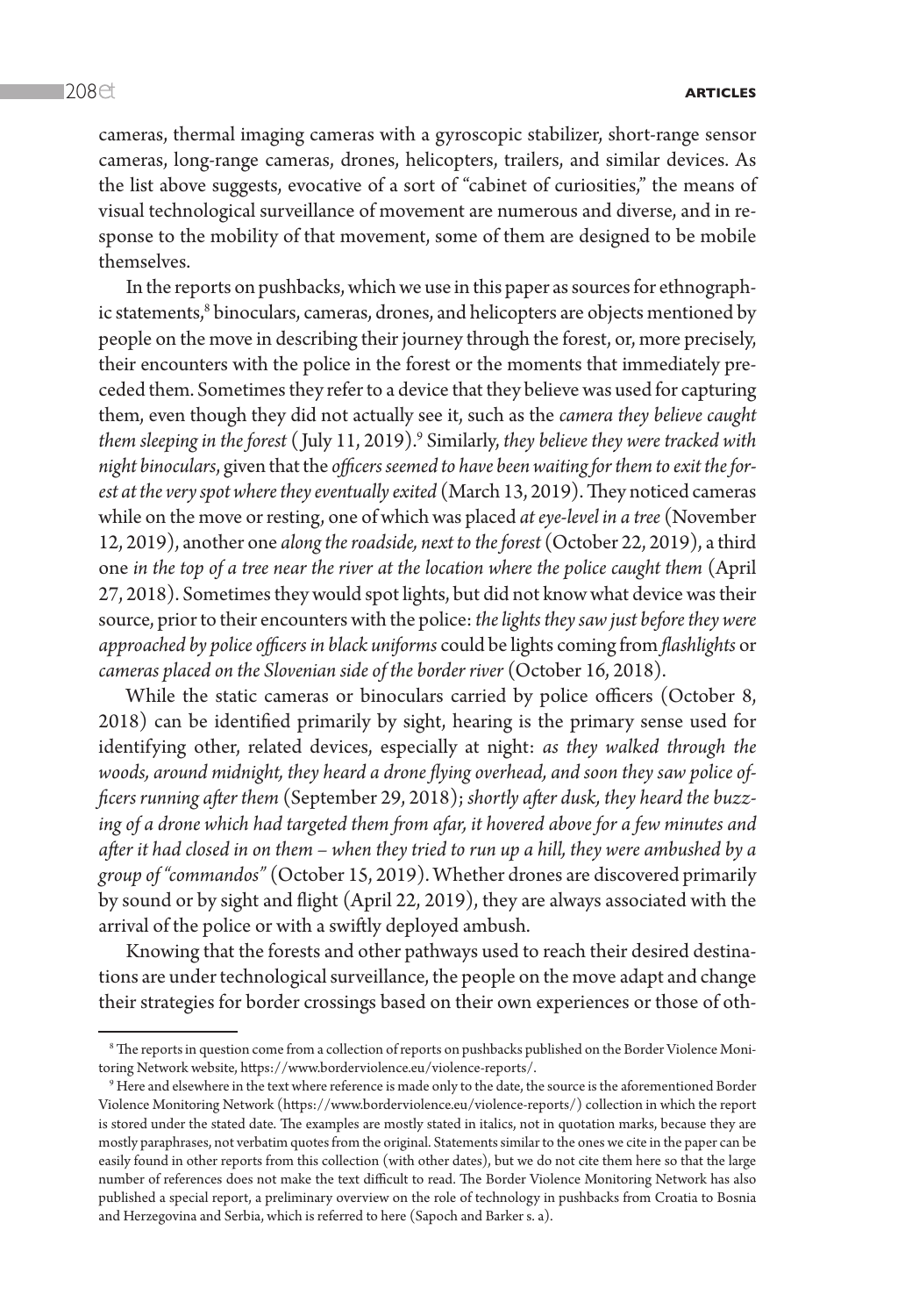cameras, thermal imaging cameras with a gyroscopic stabilizer, short-range sensor cameras, long-range cameras, drones, helicopters, trailers, and similar devices. As the list above suggests, evocative of a sort of "cabinet of curiosities," the means of visual technological surveillance of movement are numerous and diverse, and in response to the mobility of that movement, some of them are designed to be mobile themselves.

In the reports on pushbacks, which we use in this paper as sources for ethnographic statements,[8] binoculars, cameras, drones, and helicopters are objects mentioned by people on the move in describing their journey through the forest, or, more precisely, their encounters with the police in the forest or the moments that immediately preceded them. Sometimes they refer to a device that they believe was used for capturing them, even though they did not actually see it, such as the *camera they believe caught them sleeping in the forest* (July 11, 2019).[9] Similarly, *they believe they were tracked with night binoculars*, given that the *officers seemed to have been waiting for them to exit the forest at the very spot where they eventually exited* (March 13, 2019). They noticed cameras while on the move or resting, one of which was placed *at eye-level in a tree* (November 12, 2019), another one *along the roadside, next to the forest* (October 22, 2019), a third one *in the top of a tree near the river at the location where the police caught them* (April 27, 2018). Sometimes they would spot lights, but did not know what device was their source, prior to their encounters with the police: *the lights they saw just before they were approached by police officers in black uniforms* could be lights coming from *flashlights* or *cameras placed on the Slovenian side of the border river* (October 16, 2018).

While the static cameras or binoculars carried by police officers (October 8, 2018) can be identified primarily by sight, hearing is the primary sense used for identifying other, related devices, especially at night: *as they walked through the woods, around midnight, they heard a drone flying overhead, and soon they saw police officers running after them* (September 29, 2018); *shortly after dusk, they heard the buzzing of a drone which had targeted them from afar, it hovered above for a few minutes and after it had closed in on them – when they tried to run up a hill, they were ambushed by a group of "commandos"* (October 15, 2019). Whether drones are discovered primarily by sound or by sight and flight (April 22, 2019), they are always associated with the arrival of the police or with a swiftly deployed ambush.

Knowing that the forests and other pathways used to reach their desired destinations are under technological surveillance, the people on the move adapt and change their strategies for border crossings based on their own experiences or those of oth-

---

[8] The reports in question come from a collection of reports on pushbacks published on the Border Violence Monitoring Network website, https://www.borderviolence.eu/violence-reports/.

[9] Here and elsewhere in the text where reference is made only to the date, the source is the aforementioned Border Violence Monitoring Network (https://www.borderviolence.eu/violence-reports/) collection in which the report is stored under the stated date. The examples are mostly stated in italics, not in quotation marks, because they are mostly paraphrases, not verbatim quotes from the original. Statements similar to the ones we cite in the paper can be easily found in other reports from this collection (with other dates), but we do not cite them here so that the large number of references does not make the text difficult to read. The Border Violence Monitoring Network has also published a special report, a preliminary overview on the role of technology in pushbacks from Croatia to Bosnia and Herzegovina and Serbia, which is referred to here (Sapoch and Barker s. a).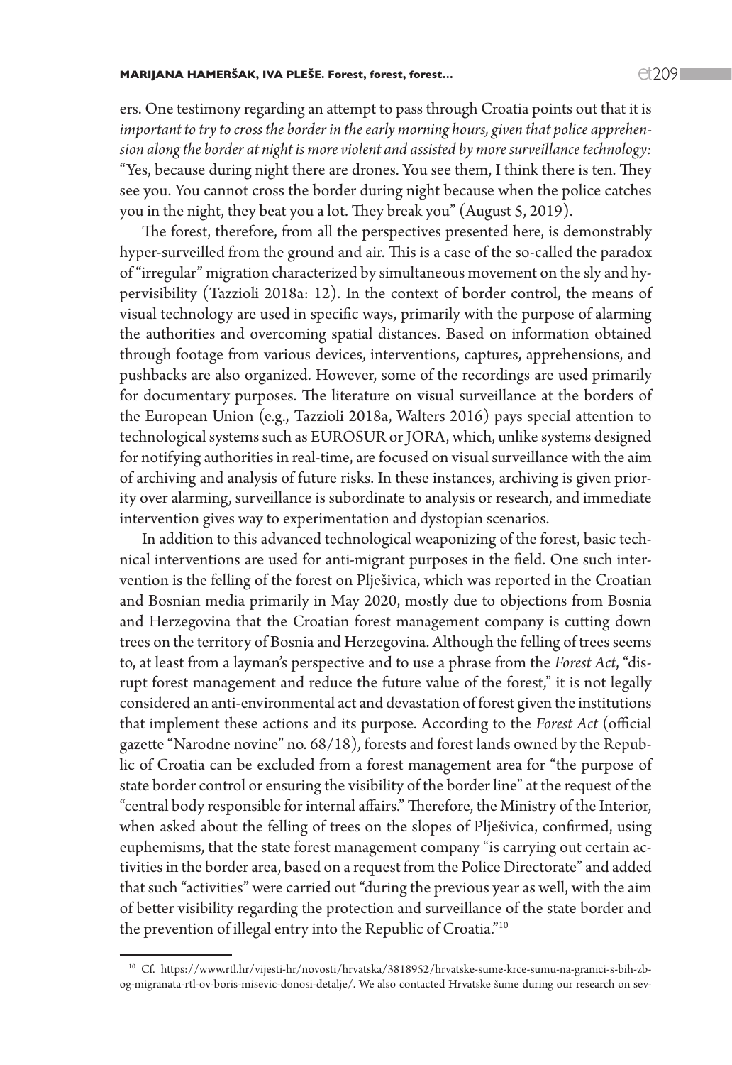ers. One testimony regarding an attempt to pass through Croatia points out that it is *important to try to cross the border in the early morning hours, given that police apprehension along the border at night is more violent and assisted by more surveillance technology:* "Yes, because during night there are drones. You see them, I think there is ten. They see you. You cannot cross the border during night because when the police catches you in the night, they beat you a lot. They break you" (August 5, 2019).

The forest, therefore, from all the perspectives presented here, is demonstrably hyper-surveilled from the ground and air. This is a case of the so-called the paradox of "irregular" migration characterized by simultaneous movement on the sly and hypervisibility (Tazzioli 2018a: 12). In the context of border control, the means of visual technology are used in specific ways, primarily with the purpose of alarming the authorities and overcoming spatial distances. Based on information obtained through footage from various devices, interventions, captures, apprehensions, and pushbacks are also organized. However, some of the recordings are used primarily for documentary purposes. The literature on visual surveillance at the borders of the European Union (e.g., Tazzioli 2018a, Walters 2016) pays special attention to technological systems such as EUROSUR or JORA, which, unlike systems designed for notifying authorities in real-time, are focused on visual surveillance with the aim of archiving and analysis of future risks. In these instances, archiving is given priority over alarming, surveillance is subordinate to analysis or research, and immediate intervention gives way to experimentation and dystopian scenarios.

In addition to this advanced technological weaponizing of the forest, basic technical interventions are used for anti-migrant purposes in the field. One such intervention is the felling of the forest on Plješivica, which was reported in the Croatian and Bosnian media primarily in May 2020, mostly due to objections from Bosnia and Herzegovina that the Croatian forest management company is cutting down trees on the territory of Bosnia and Herzegovina. Although the felling of trees seems to, at least from a layman's perspective and to use a phrase from the *Forest Act*, "disrupt forest management and reduce the future value of the forest," it is not legally considered an anti-environmental act and devastation of forest given the institutions that implement these actions and its purpose. According to the *Forest Act* (official gazette "Narodne novine" no. 68/18), forests and forest lands owned by the Republic of Croatia can be excluded from a forest management area for "the purpose of state border control or ensuring the visibility of the border line" at the request of the "central body responsible for internal affairs." Therefore, the Ministry of the Interior, when asked about the felling of trees on the slopes of Plješivica, confirmed, using euphemisms, that the state forest management company "is carrying out certain activities in the border area, based on a request from the Police Directorate" and added that such "activities" were carried out "during the previous year as well, with the aim of better visibility regarding the protection and surveillance of the state border and the prevention of illegal entry into the Republic of Croatia."[10]

---

[10] Cf. https://www.rtl.hr/vijesti-hr/novosti/hrvatska/3818952/hrvatske-sume-krce-sumu-na-granici-s-bih-zbog-migranata-rtl-ov-boris-misevic-donosi-detalje/. We also contacted Hrvatske šume during our research on sev-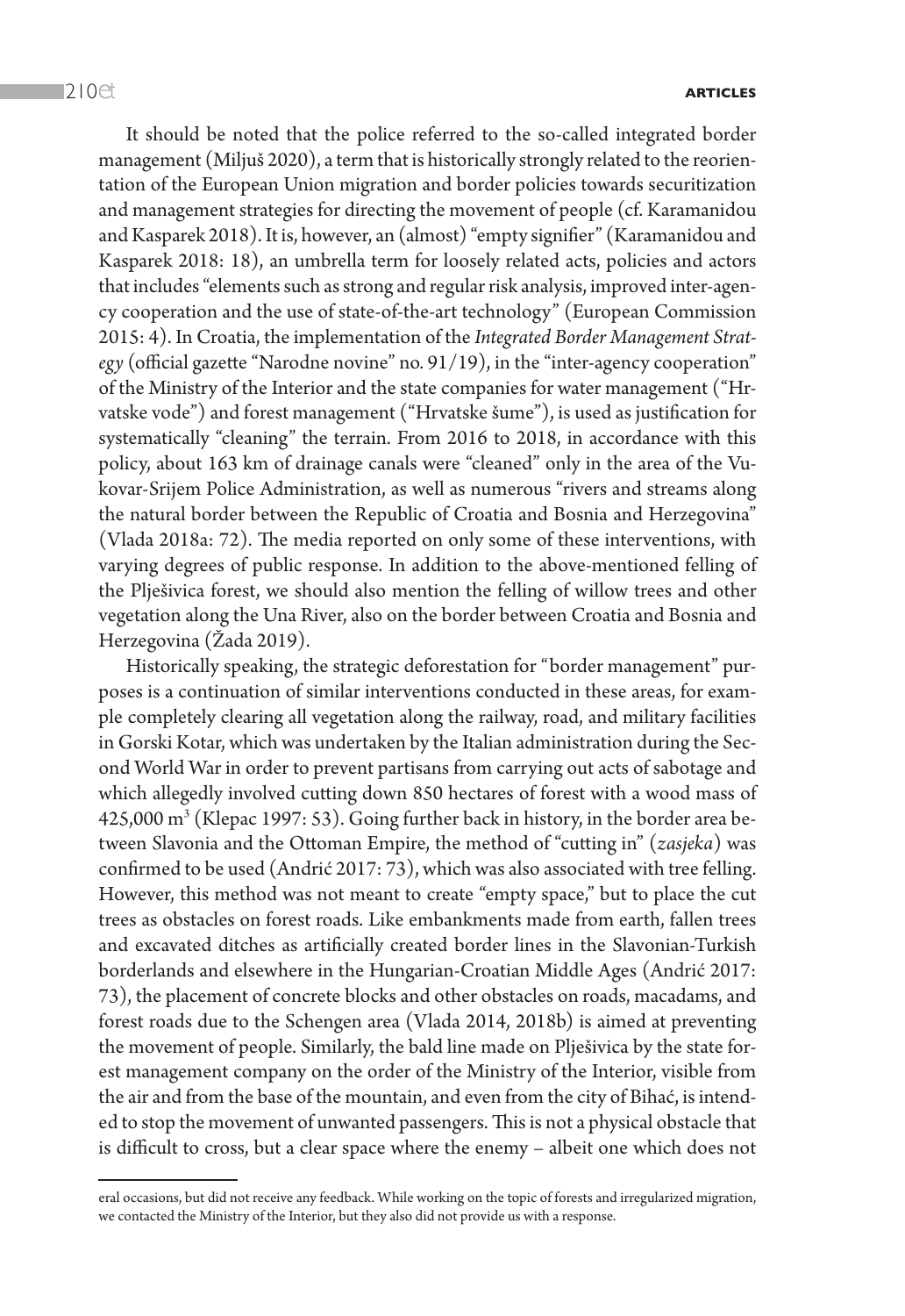It should be noted that the police referred to the so-called integrated border management (Miljuš 2020), a term that is historically strongly related to the reorientation of the European Union migration and border policies towards securitization and management strategies for directing the movement of people (cf. Karamanidou and Kasparek 2018). It is, however, an (almost) "empty signifier" (Karamanidou and Kasparek 2018: 18), an umbrella term for loosely related acts, policies and actors that includes "elements such as strong and regular risk analysis, improved inter-agency cooperation and the use of state-of-the-art technology" (European Commission 2015: 4). In Croatia, the implementation of the *Integrated Border Management Strategy* (official gazette "Narodne novine" no. 91/19), in the "inter-agency cooperation" of the Ministry of the Interior and the state companies for water management ("Hrvatske vode") and forest management ("Hrvatske šume"), is used as justification for systematically "cleaning" the terrain. From 2016 to 2018, in accordance with this policy, about 163 km of drainage canals were "cleaned" only in the area of the Vukovar-Srijem Police Administration, as well as numerous "rivers and streams along the natural border between the Republic of Croatia and Bosnia and Herzegovina" (Vlada 2018a: 72). The media reported on only some of these interventions, with varying degrees of public response. In addition to the above-mentioned felling of the Plješivica forest, we should also mention the felling of willow trees and other vegetation along the Una River, also on the border between Croatia and Bosnia and Herzegovina (Žada 2019).

Historically speaking, the strategic deforestation for "border management" purposes is a continuation of similar interventions conducted in these areas, for example completely clearing all vegetation along the railway, road, and military facilities in Gorski Kotar, which was undertaken by the Italian administration during the Second World War in order to prevent partisans from carrying out acts of sabotage and which allegedly involved cutting down 850 hectares of forest with a wood mass of 425,000 m$^3$ (Klepac 1997: 53). Going further back in history, in the border area between Slavonia and the Ottoman Empire, the method of "cutting in" (*zasjeka*) was confirmed to be used (Andrić 2017: 73), which was also associated with tree felling. However, this method was not meant to create "empty space," but to place the cut trees as obstacles on forest roads. Like embankments made from earth, fallen trees and excavated ditches as artificially created border lines in the Slavonian-Turkish borderlands and elsewhere in the Hungarian-Croatian Middle Ages (Andrić 2017: 73), the placement of concrete blocks and other obstacles on roads, macadams, and forest roads due to the Schengen area (Vlada 2014, 2018b) is aimed at preventing the movement of people. Similarly, the bald line made on Plješivica by the state forest management company on the order of the Ministry of the Interior, visible from the air and from the base of the mountain, and even from the city of Bihać, is intended to stop the movement of unwanted passengers. This is not a physical obstacle that is difficult to cross, but a clear space where the enemy – albeit one which does not

---

eral occasions, but did not receive any feedback. While working on the topic of forests and irregularized migration, we contacted the Ministry of the Interior, but they also did not provide us with a response.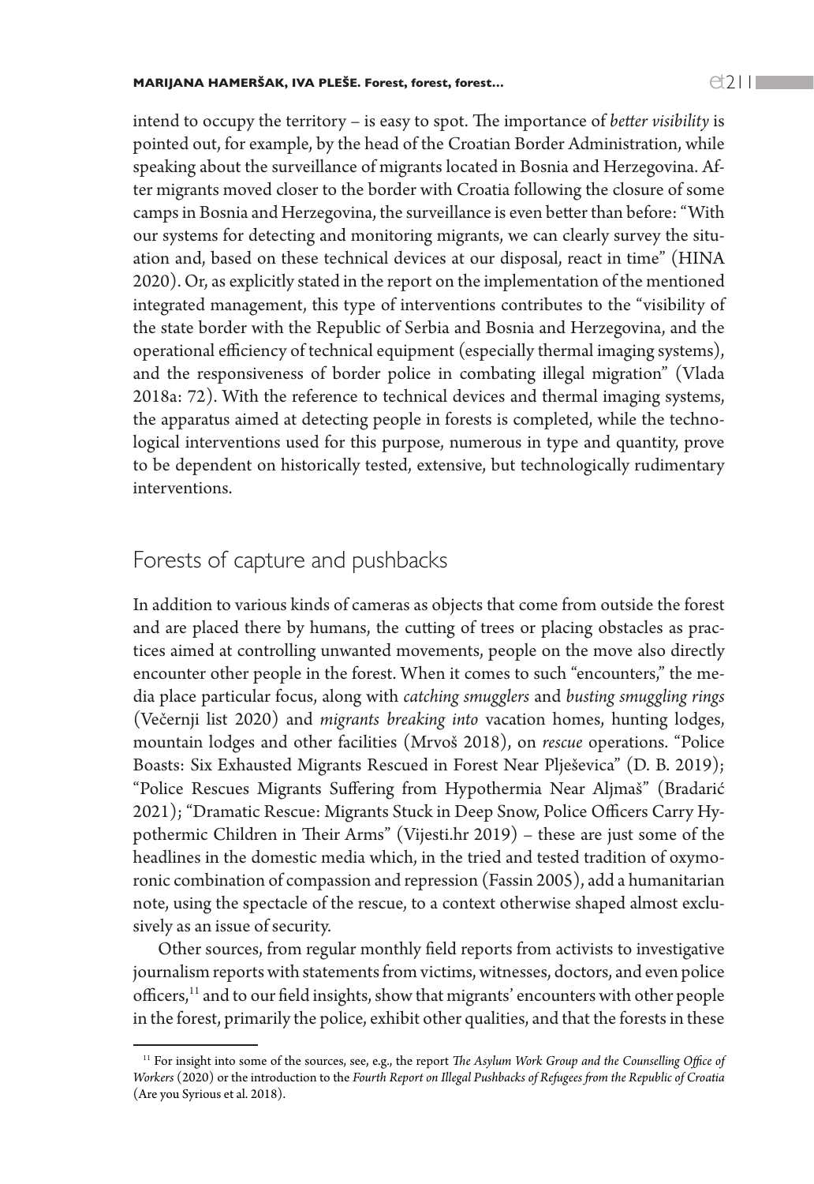intend to occupy the territory – is easy to spot. The importance of *better visibility* is pointed out, for example, by the head of the Croatian Border Administration, while speaking about the surveillance of migrants located in Bosnia and Herzegovina. After migrants moved closer to the border with Croatia following the closure of some camps in Bosnia and Herzegovina, the surveillance is even better than before: "With our systems for detecting and monitoring migrants, we can clearly survey the situation and, based on these technical devices at our disposal, react in time" (HINA 2020). Or, as explicitly stated in the report on the implementation of the mentioned integrated management, this type of interventions contributes to the "visibility of the state border with the Republic of Serbia and Bosnia and Herzegovina, and the operational efficiency of technical equipment (especially thermal imaging systems), and the responsiveness of border police in combating illegal migration" (Vlada 2018a: 72). With the reference to technical devices and thermal imaging systems, the apparatus aimed at detecting people in forests is completed, while the technological interventions used for this purpose, numerous in type and quantity, prove to be dependent on historically tested, extensive, but technologically rudimentary interventions.

## Forests of capture and pushbacks

In addition to various kinds of cameras as objects that come from outside the forest and are placed there by humans, the cutting of trees or placing obstacles as practices aimed at controlling unwanted movements, people on the move also directly encounter other people in the forest. When it comes to such "encounters," the media place particular focus, along with *catching smugglers* and *busting smuggling rings* (Večernji list 2020) and *migrants breaking into* vacation homes, hunting lodges, mountain lodges and other facilities (Mrvoš 2018), on *rescue* operations. "Police Boasts: Six Exhausted Migrants Rescued in Forest Near Plješevica" (D. B. 2019); "Police Rescues Migrants Suffering from Hypothermia Near Aljmaš" (Bradarić 2021); "Dramatic Rescue: Migrants Stuck in Deep Snow, Police Officers Carry Hypothermic Children in Their Arms" (Vijesti.hr 2019) – these are just some of the headlines in the domestic media which, in the tried and tested tradition of oxymoronic combination of compassion and repression (Fassin 2005), add a humanitarian note, using the spectacle of the rescue, to a context otherwise shaped almost exclusively as an issue of security.

Other sources, from regular monthly field reports from activists to investigative journalism reports with statements from victims, witnesses, doctors, and even police officers,[11] and to our field insights, show that migrants' encounters with other people in the forest, primarily the police, exhibit other qualities, and that the forests in these

[11] For insight into some of the sources, see, e.g., the report *The Asylum Work Group and the Counselling Office of Workers* (2020) or the introduction to the *Fourth Report on Illegal Pushbacks of Refugees from the Republic of Croatia* (Are you Syrious et al. 2018).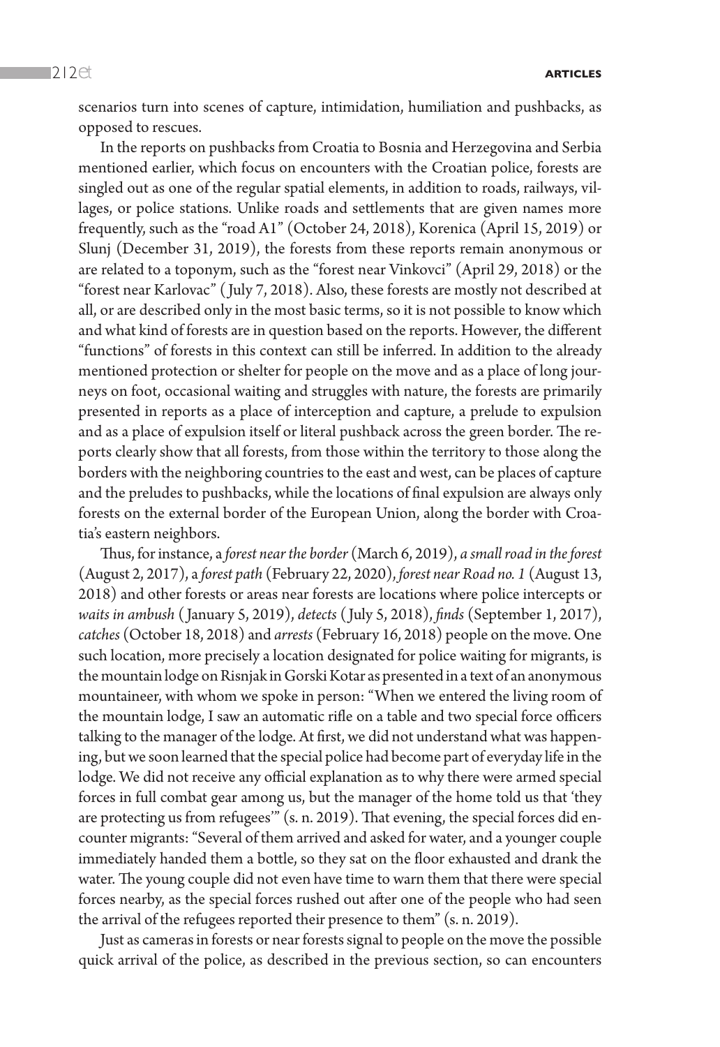scenarios turn into scenes of capture, intimidation, humiliation and pushbacks, as opposed to rescues.

In the reports on pushbacks from Croatia to Bosnia and Herzegovina and Serbia mentioned earlier, which focus on encounters with the Croatian police, forests are singled out as one of the regular spatial elements, in addition to roads, railways, villages, or police stations. Unlike roads and settlements that are given names more frequently, such as the "road A1" (October 24, 2018), Korenica (April 15, 2019) or Slunj (December 31, 2019), the forests from these reports remain anonymous or are related to a toponym, such as the "forest near Vinkovci" (April 29, 2018) or the "forest near Karlovac" (July 7, 2018). Also, these forests are mostly not described at all, or are described only in the most basic terms, so it is not possible to know which and what kind of forests are in question based on the reports. However, the different "functions" of forests in this context can still be inferred. In addition to the already mentioned protection or shelter for people on the move and as a place of long journeys on foot, occasional waiting and struggles with nature, the forests are primarily presented in reports as a place of interception and capture, a prelude to expulsion and as a place of expulsion itself or literal pushback across the green border. The reports clearly show that all forests, from those within the territory to those along the borders with the neighboring countries to the east and west, can be places of capture and the preludes to pushbacks, while the locations of final expulsion are always only forests on the external border of the European Union, along the border with Croatia's eastern neighbors.

Thus, for instance, a *forest near the border* (March 6, 2019), *a small road in the forest* (August 2, 2017), a *forest path* (February 22, 2020), *forest near Road no. 1* (August 13, 2018) and other forests or areas near forests are locations where police intercepts or *waits in ambush* (January 5, 2019), *detects* (July 5, 2018), *finds* (September 1, 2017), *catches* (October 18, 2018) and *arrests* (February 16, 2018) people on the move. One such location, more precisely a location designated for police waiting for migrants, is the mountain lodge on Risnjak in Gorski Kotar as presented in a text of an anonymous mountaineer, with whom we spoke in person: "When we entered the living room of the mountain lodge, I saw an automatic rifle on a table and two special force officers talking to the manager of the lodge. At first, we did not understand what was happening, but we soon learned that the special police had become part of everyday life in the lodge. We did not receive any official explanation as to why there were armed special forces in full combat gear among us, but the manager of the home told us that 'they are protecting us from refugees'" (s. n. 2019). That evening, the special forces did encounter migrants: "Several of them arrived and asked for water, and a younger couple immediately handed them a bottle, so they sat on the floor exhausted and drank the water. The young couple did not even have time to warn them that there were special forces nearby, as the special forces rushed out after one of the people who had seen the arrival of the refugees reported their presence to them" (s. n. 2019).

Just as cameras in forests or near forests signal to people on the move the possible quick arrival of the police, as described in the previous section, so can encounters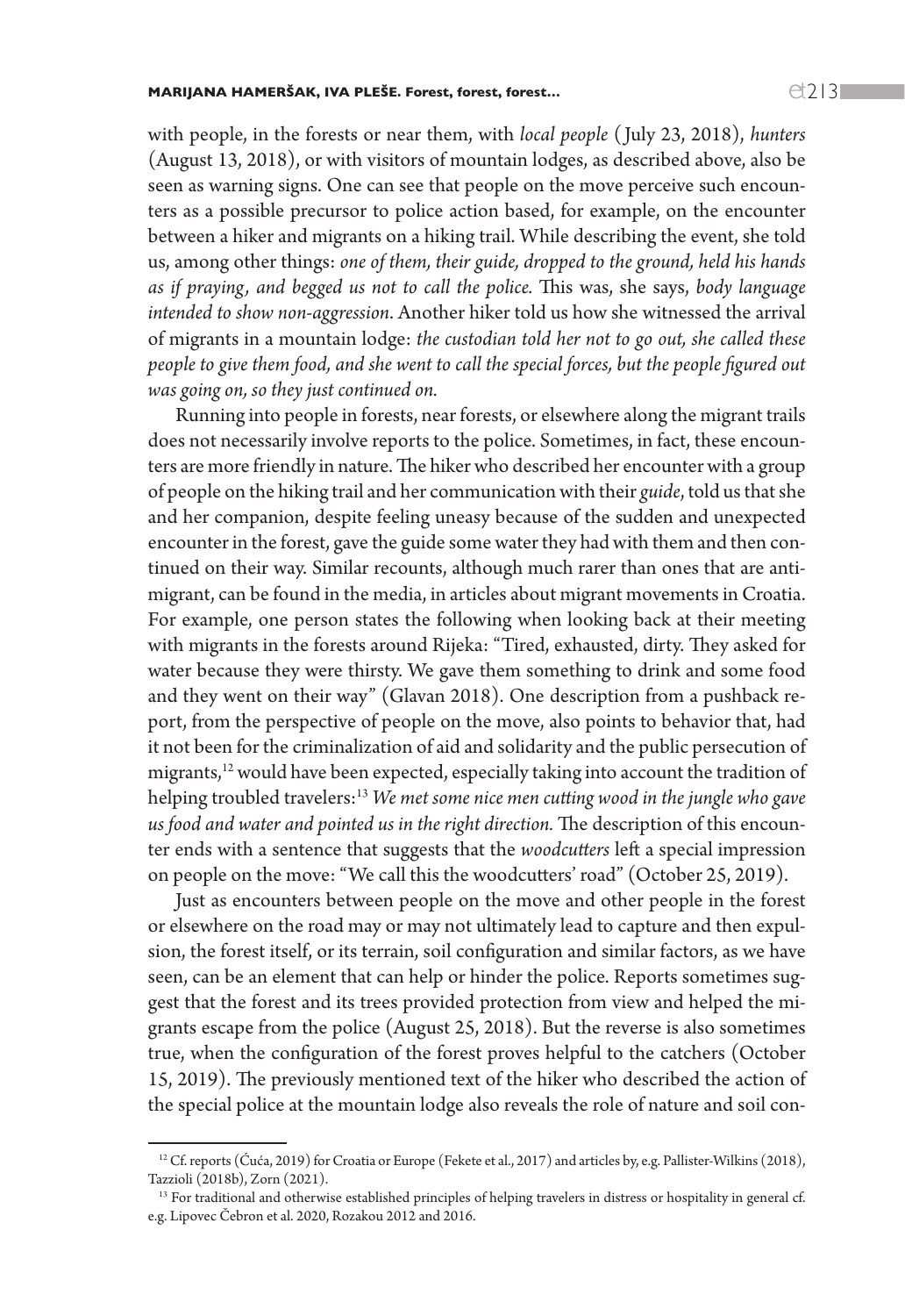with people, in the forests or near them, with *local people* (July 23, 2018), *hunters* (August 13, 2018), or with visitors of mountain lodges, as described above, also be seen as warning signs. One can see that people on the move perceive such encounters as a possible precursor to police action based, for example, on the encounter between a hiker and migrants on a hiking trail. While describing the event, she told us, among other things: *one of them, their guide, dropped to the ground, held his hands as if praying, and begged us not to call the police.* This was, she says, *body language intended to show non-aggression*. Another hiker told us how she witnessed the arrival of migrants in a mountain lodge: *the custodian told her not to go out, she called these people to give them food, and she went to call the special forces, but the people figured out was going on, so they just continued on.*

Running into people in forests, near forests, or elsewhere along the migrant trails does not necessarily involve reports to the police. Sometimes, in fact, these encounters are more friendly in nature. The hiker who described her encounter with a group of people on the hiking trail and her communication with their *guide*, told us that she and her companion, despite feeling uneasy because of the sudden and unexpected encounter in the forest, gave the guide some water they had with them and then continued on their way. Similar recounts, although much rarer than ones that are anti-migrant, can be found in the media, in articles about migrant movements in Croatia. For example, one person states the following when looking back at their meeting with migrants in the forests around Rijeka: "Tired, exhausted, dirty. They asked for water because they were thirsty. We gave them something to drink and some food and they went on their way" (Glavan 2018). One description from a pushback report, from the perspective of people on the move, also points to behavior that, had it not been for the criminalization of aid and solidarity and the public persecution of migrants,[12] would have been expected, especially taking into account the tradition of helping troubled travelers:[13] *We met some nice men cutting wood in the jungle who gave us food and water and pointed us in the right direction.* The description of this encounter ends with a sentence that suggests that the *woodcutters* left a special impression on people on the move: "We call this the woodcutters' road" (October 25, 2019).

Just as encounters between people on the move and other people in the forest or elsewhere on the road may or may not ultimately lead to capture and then expulsion, the forest itself, or its terrain, soil configuration and similar factors, as we have seen, can be an element that can help or hinder the police. Reports sometimes suggest that the forest and its trees provided protection from view and helped the migrants escape from the police (August 25, 2018). But the reverse is also sometimes true, when the configuration of the forest proves helpful to the catchers (October 15, 2019). The previously mentioned text of the hiker who described the action of the special police at the mountain lodge also reveals the role of nature and soil con-

---

[12] Cf. reports (Ćuća, 2019) for Croatia or Europe (Fekete et al., 2017) and articles by, e.g. Pallister-Wilkins (2018), Tazzioli (2018b), Zorn (2021).

[13] For traditional and otherwise established principles of helping travelers in distress or hospitality in general cf. e.g. Lipovec Čebron et al. 2020, Rozakou 2012 and 2016.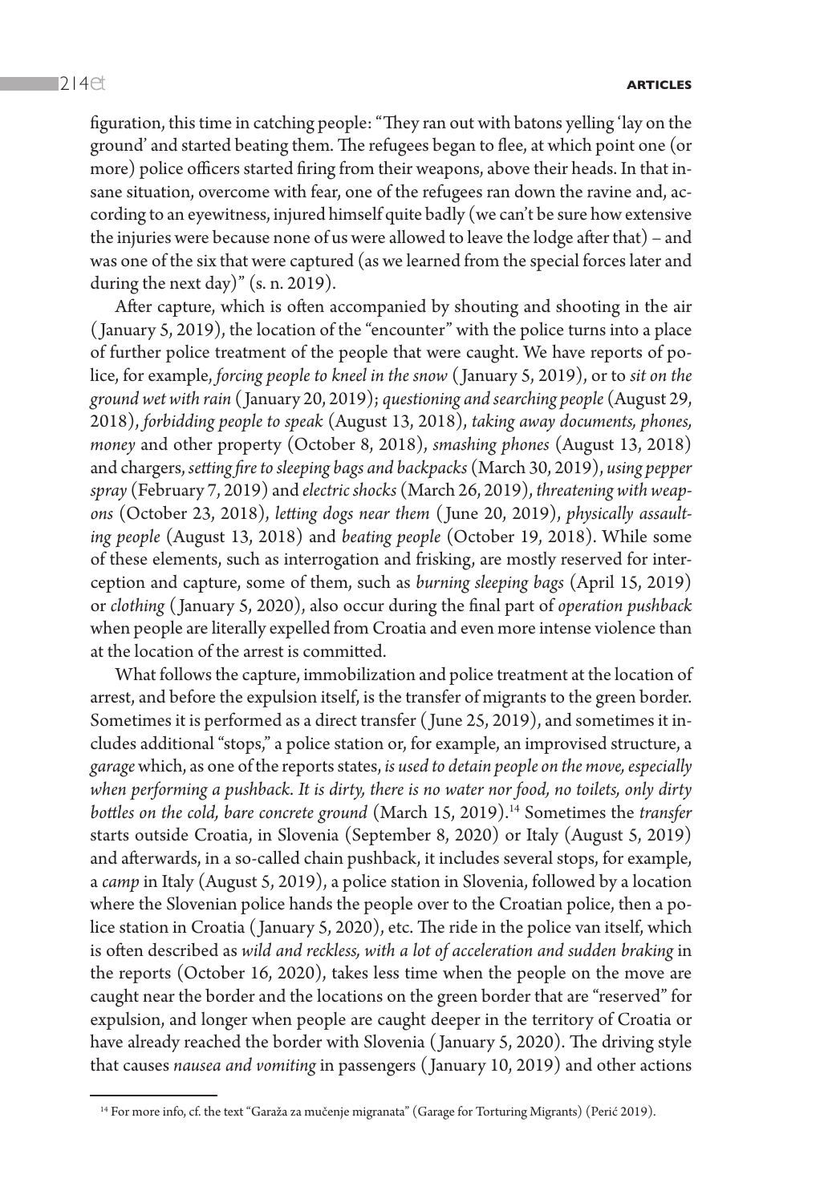figuration, this time in catching people: "They ran out with batons yelling 'lay on the ground' and started beating them. The refugees began to flee, at which point one (or more) police officers started firing from their weapons, above their heads. In that insane situation, overcome with fear, one of the refugees ran down the ravine and, according to an eyewitness, injured himself quite badly (we can't be sure how extensive the injuries were because none of us were allowed to leave the lodge after that) – and was one of the six that were captured (as we learned from the special forces later and during the next day)" (s. n. 2019).

After capture, which is often accompanied by shouting and shooting in the air (January 5, 2019), the location of the "encounter" with the police turns into a place of further police treatment of the people that were caught. We have reports of police, for example, *forcing people to kneel in the snow* (January 5, 2019), or to *sit on the ground wet with rain* (January 20, 2019); *questioning and searching people* (August 29, 2018), *forbidding people to speak* (August 13, 2018), *taking away documents, phones, money* and other property (October 8, 2018), *smashing phones* (August 13, 2018) and chargers, *setting fire to sleeping bags and backpacks* (March 30, 2019), *using pepper spray* (February 7, 2019) and *electric shocks* (March 26, 2019), *threatening with weapons* (October 23, 2018), *letting dogs near them* (June 20, 2019), *physically assaulting people* (August 13, 2018) and *beating people* (October 19, 2018). While some of these elements, such as interrogation and frisking, are mostly reserved for interception and capture, some of them, such as *burning sleeping bags* (April 15, 2019) or *clothing* (January 5, 2020), also occur during the final part of *operation pushback* when people are literally expelled from Croatia and even more intense violence than at the location of the arrest is committed.

What follows the capture, immobilization and police treatment at the location of arrest, and before the expulsion itself, is the transfer of migrants to the green border. Sometimes it is performed as a direct transfer (June 25, 2019), and sometimes it includes additional "stops," a police station or, for example, an improvised structure, a *garage* which, as one of the reports states, *is used to detain people on the move, especially when performing a pushback. It is dirty, there is no water nor food, no toilets, only dirty bottles on the cold, bare concrete ground* (March 15, 2019).[14] Sometimes the *transfer* starts outside Croatia, in Slovenia (September 8, 2020) or Italy (August 5, 2019) and afterwards, in a so-called chain pushback, it includes several stops, for example, a *camp* in Italy (August 5, 2019), a police station in Slovenia, followed by a location where the Slovenian police hands the people over to the Croatian police, then a police station in Croatia (January 5, 2020), etc. The ride in the police van itself, which is often described as *wild and reckless, with a lot of acceleration and sudden braking* in the reports (October 16, 2020), takes less time when the people on the move are caught near the border and the locations on the green border that are "reserved" for expulsion, and longer when people are caught deeper in the territory of Croatia or have already reached the border with Slovenia (January 5, 2020). The driving style that causes *nausea and vomiting* in passengers (January 10, 2019) and other actions

[14] For more info, cf. the text "Garaža za mučenje migranata" (Garage for Torturing Migrants) (Perić 2019).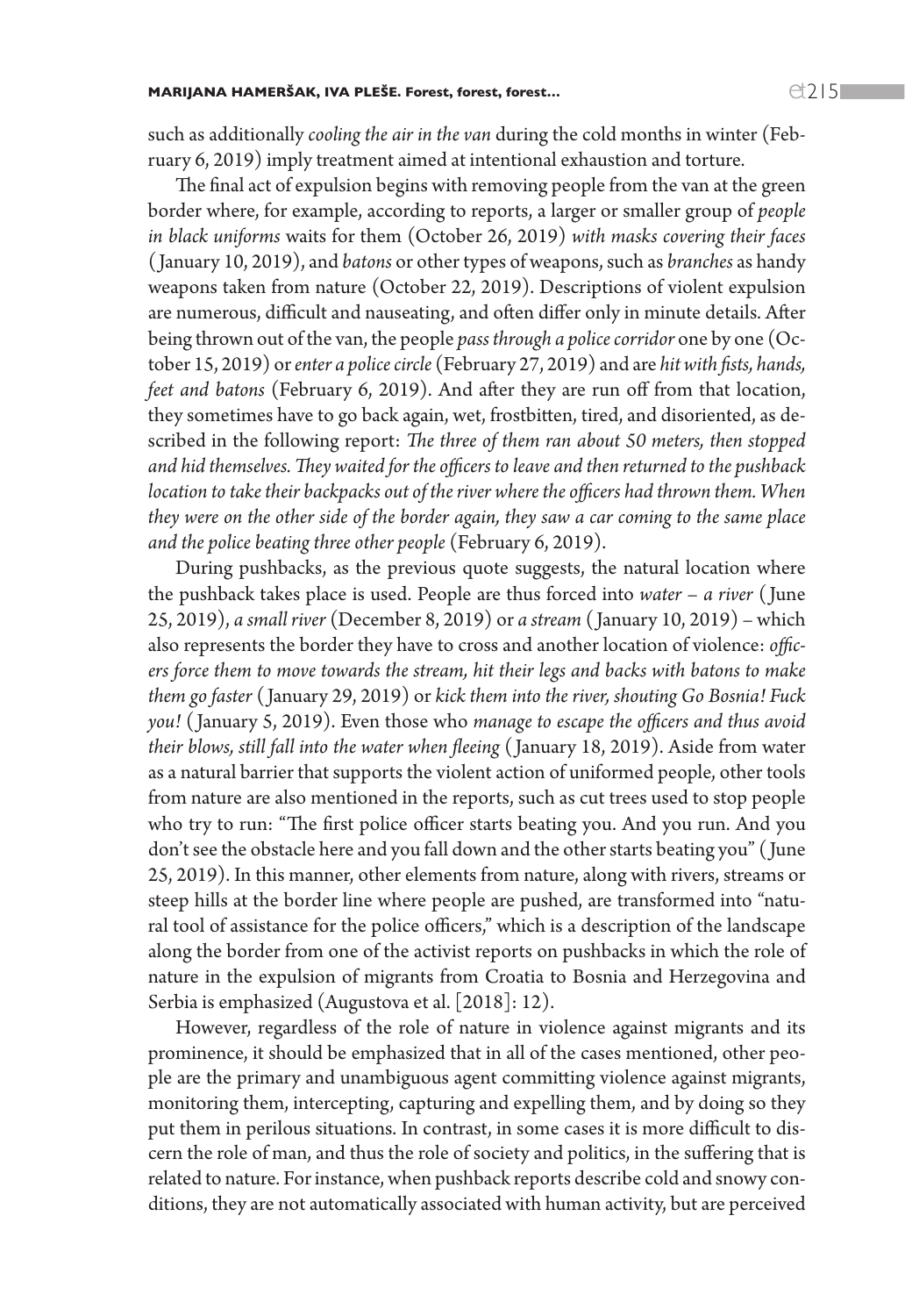such as additionally *cooling the air in the van* during the cold months in winter (February 6, 2019) imply treatment aimed at intentional exhaustion and torture.

The final act of expulsion begins with removing people from the van at the green border where, for example, according to reports, a larger or smaller group of *people in black uniforms* waits for them (October 26, 2019) *with masks covering their faces* (January 10, 2019), and *batons* or other types of weapons, such as *branches* as handy weapons taken from nature (October 22, 2019). Descriptions of violent expulsion are numerous, difficult and nauseating, and often differ only in minute details. After being thrown out of the van, the people *pass through a police corridor* one by one (October 15, 2019) or *enter a police circle* (February 27, 2019) and are *hit with fists, hands, feet and batons* (February 6, 2019). And after they are run off from that location, they sometimes have to go back again, wet, frostbitten, tired, and disoriented, as described in the following report: *The three of them ran about 50 meters, then stopped and hid themselves. They waited for the officers to leave and then returned to the pushback location to take their backpacks out of the river where the officers had thrown them. When they were on the other side of the border again, they saw a car coming to the same place and the police beating three other people* (February 6, 2019).

During pushbacks, as the previous quote suggests, the natural location where the pushback takes place is used. People are thus forced into *water – a river* (June 25, 2019), *a small river* (December 8, 2019) or *a stream* (January 10, 2019) – which also represents the border they have to cross and another location of violence: *officers force them to move towards the stream, hit their legs and backs with batons to make them go faster* (January 29, 2019) or *kick them into the river, shouting Go Bosnia! Fuck you!* (January 5, 2019). Even those who *manage to escape the officers and thus avoid their blows, still fall into the water when fleeing* (January 18, 2019). Aside from water as a natural barrier that supports the violent action of uniformed people, other tools from nature are also mentioned in the reports, such as cut trees used to stop people who try to run: "The first police officer starts beating you. And you run. And you don't see the obstacle here and you fall down and the other starts beating you" (June 25, 2019). In this manner, other elements from nature, along with rivers, streams or steep hills at the border line where people are pushed, are transformed into "natural tool of assistance for the police officers," which is a description of the landscape along the border from one of the activist reports on pushbacks in which the role of nature in the expulsion of migrants from Croatia to Bosnia and Herzegovina and Serbia is emphasized (Augustova et al. [2018]: 12).

However, regardless of the role of nature in violence against migrants and its prominence, it should be emphasized that in all of the cases mentioned, other people are the primary and unambiguous agent committing violence against migrants, monitoring them, intercepting, capturing and expelling them, and by doing so they put them in perilous situations. In contrast, in some cases it is more difficult to discern the role of man, and thus the role of society and politics, in the suffering that is related to nature. For instance, when pushback reports describe cold and snowy conditions, they are not automatically associated with human activity, but are perceived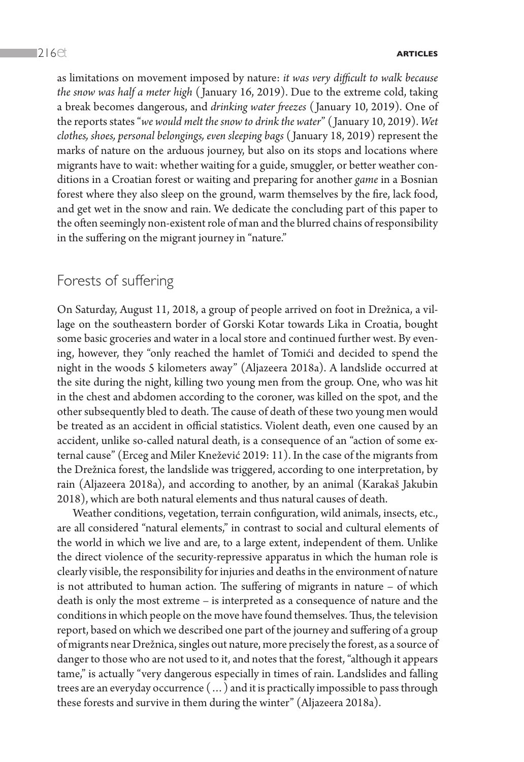as limitations on movement imposed by nature: *it was very difficult to walk because the snow was half a meter high* (January 16, 2019). Due to the extreme cold, taking a break becomes dangerous, and *drinking water freezes* (January 10, 2019). One of the reports states "*we would melt the snow to drink the water*" (January 10, 2019). *Wet clothes, shoes, personal belongings, even sleeping bags* (January 18, 2019) represent the marks of nature on the arduous journey, but also on its stops and locations where migrants have to wait: whether waiting for a guide, smuggler, or better weather conditions in a Croatian forest or waiting and preparing for another *game* in a Bosnian forest where they also sleep on the ground, warm themselves by the fire, lack food, and get wet in the snow and rain. We dedicate the concluding part of this paper to the often seemingly non-existent role of man and the blurred chains of responsibility in the suffering on the migrant journey in "nature."

## Forests of suffering

On Saturday, August 11, 2018, a group of people arrived on foot in Drežnica, a village on the southeastern border of Gorski Kotar towards Lika in Croatia, bought some basic groceries and water in a local store and continued further west. By evening, however, they "only reached the hamlet of Tomići and decided to spend the night in the woods 5 kilometers away" (Aljazeera 2018a). A landslide occurred at the site during the night, killing two young men from the group. One, who was hit in the chest and abdomen according to the coroner, was killed on the spot, and the other subsequently bled to death. The cause of death of these two young men would be treated as an accident in official statistics. Violent death, even one caused by an accident, unlike so-called natural death, is a consequence of an "action of some external cause" (Erceg and Miler Knežević 2019: 11). In the case of the migrants from the Drežnica forest, the landslide was triggered, according to one interpretation, by rain (Aljazeera 2018a), and according to another, by an animal (Karakaš Jakubin 2018), which are both natural elements and thus natural causes of death.

Weather conditions, vegetation, terrain configuration, wild animals, insects, etc., are all considered "natural elements," in contrast to social and cultural elements of the world in which we live and are, to a large extent, independent of them. Unlike the direct violence of the security-repressive apparatus in which the human role is clearly visible, the responsibility for injuries and deaths in the environment of nature is not attributed to human action. The suffering of migrants in nature – of which death is only the most extreme – is interpreted as a consequence of nature and the conditions in which people on the move have found themselves. Thus, the television report, based on which we described one part of the journey and suffering of a group of migrants near Drežnica, singles out nature, more precisely the forest, as a source of danger to those who are not used to it, and notes that the forest, "although it appears tame," is actually "very dangerous especially in times of rain. Landslides and falling trees are an everyday occurrence (...) and it is practically impossible to pass through these forests and survive in them during the winter" (Aljazeera 2018a).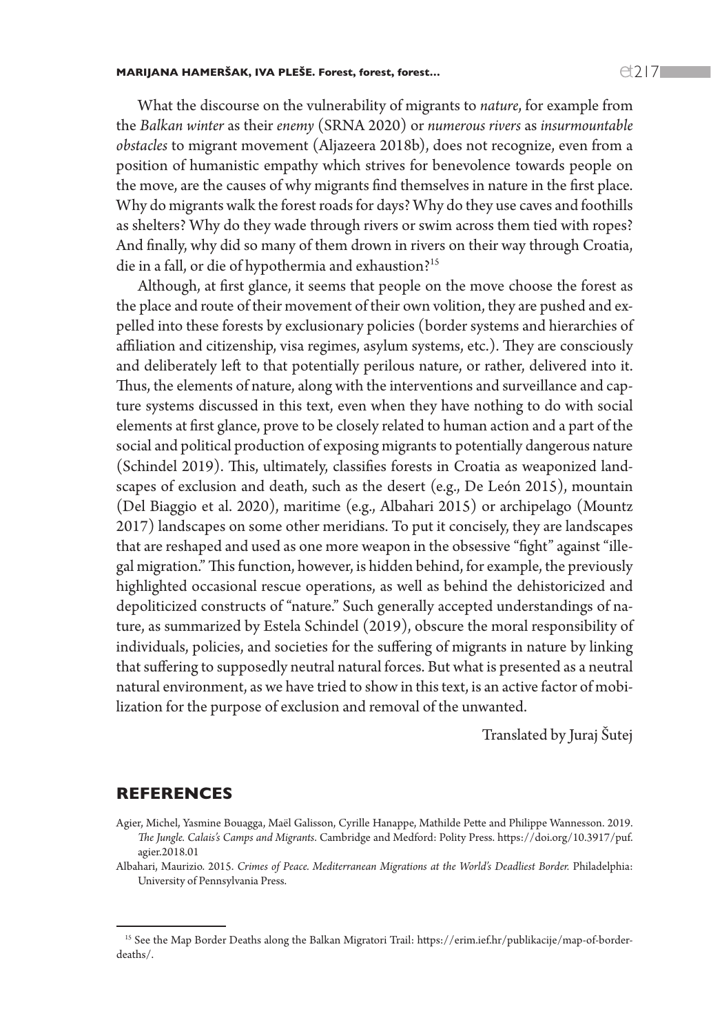What the discourse on the vulnerability of migrants to *nature*, for example from the *Balkan winter* as their *enemy* (SRNA 2020) or *numerous rivers* as *insurmountable obstacles* to migrant movement (Aljazeera 2018b), does not recognize, even from a position of humanistic empathy which strives for benevolence towards people on the move, are the causes of why migrants find themselves in nature in the first place. Why do migrants walk the forest roads for days? Why do they use caves and foothills as shelters? Why do they wade through rivers or swim across them tied with ropes? And finally, why did so many of them drown in rivers on their way through Croatia, die in a fall, or die of hypothermia and exhaustion?[15]

Although, at first glance, it seems that people on the move choose the forest as the place and route of their movement of their own volition, they are pushed and expelled into these forests by exclusionary policies (border systems and hierarchies of affiliation and citizenship, visa regimes, asylum systems, etc.). They are consciously and deliberately left to that potentially perilous nature, or rather, delivered into it. Thus, the elements of nature, along with the interventions and surveillance and capture systems discussed in this text, even when they have nothing to do with social elements at first glance, prove to be closely related to human action and a part of the social and political production of exposing migrants to potentially dangerous nature (Schindel 2019). This, ultimately, classifies forests in Croatia as weaponized landscapes of exclusion and death, such as the desert (e.g., De León 2015), mountain (Del Biaggio et al. 2020), maritime (e.g., Albahari 2015) or archipelago (Mountz 2017) landscapes on some other meridians. To put it concisely, they are landscapes that are reshaped and used as one more weapon in the obsessive "fight" against "illegal migration." This function, however, is hidden behind, for example, the previously highlighted occasional rescue operations, as well as behind the dehistoricized and depoliticized constructs of "nature." Such generally accepted understandings of nature, as summarized by Estela Schindel (2019), obscure the moral responsibility of individuals, policies, and societies for the suffering of migrants in nature by linking that suffering to supposedly neutral natural forces. But what is presented as a neutral natural environment, as we have tried to show in this text, is an active factor of mobilization for the purpose of exclusion and removal of the unwanted.

Translated by Juraj Šutej

## REFERENCES

Agier, Michel, Yasmine Bouagga, Maël Galisson, Cyrille Hanappe, Mathilde Pette and Philippe Wannesson. 2019. *The Jungle. Calais's Camps and Migrants*. Cambridge and Medford: Polity Press. https://doi.org/10.3917/puf.agier.2018.01

Albahari, Maurizio. 2015. *Crimes of Peace. Mediterranean Migrations at the World's Deadliest Border.* Philadelphia: University of Pennsylvania Press.

[15] See the Map Border Deaths along the Balkan Migratori Trail: https://erim.ief.hr/publikacije/map-of-border-deaths/.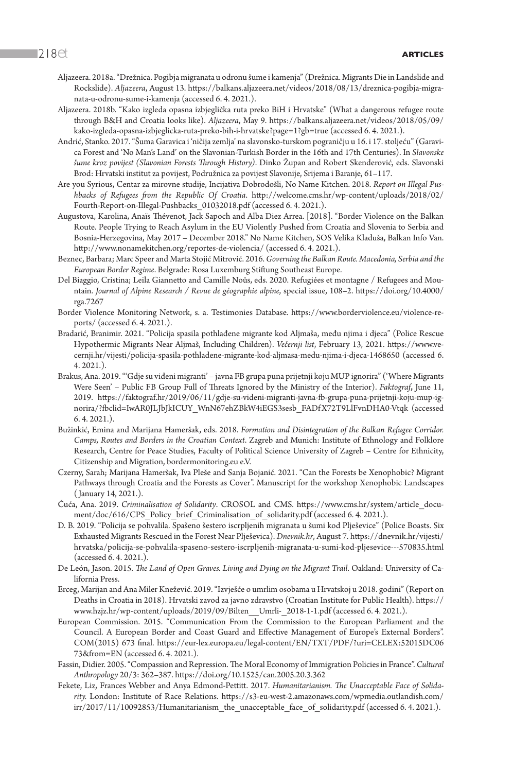Aljazeera. 2018a. "Drežnica. Pogibja migranata u odronu šume i kamenja" (Drežnica. Migrants Die in Landslide and Rockslide). *Aljazeera*, August 13. https://balkans.aljazeera.net/videos/2018/08/13/dreznica-pogibja-migranata-u-odronu-sume-i-kamenja (accessed 6. 4. 2021.).

Aljazeera. 2018b. "Kako izgleda opasna izbjeglička ruta preko BiH i Hrvatske" (What a dangerous refugee route through B&H and Croatia looks like). *Aljazeera*, May 9. https://balkans.aljazeera.net/videos/2018/05/09/kako-izgleda-opasna-izbjeglicka-ruta-preko-bih-i-hrvatske?page=1?gb=true (accessed 6. 4. 2021.).

Andrić, Stanko. 2017. "Šuma Garavica i 'ničija zemlja' na slavonsko-turskom pograničju u 16. i 17. stoljeću" (Garavica Forest and 'No Man's Land' on the Slavonian-Turkish Border in the 16th and 17th Centuries). In *Slavonske šume kroz povijest (Slavonian Forests Through History)*. Dinko Župan and Robert Skenderović, eds. Slavonski Brod: Hrvatski institut za povijest, Podružnica za povijest Slavonije, Srijema i Baranje, 61–117.

Are you Syrious, Centar za mirovne studije, Incijativa Dobrodošli, No Name Kitchen. 2018. *Report on Illegal Pushbacks of Refugees from the Republic Of Croatia*. http://welcome.cms.hr/wp-content/uploads/2018/02/Fourth-Report-on-Illegal-Pushbacks_01032018.pdf (accessed 6. 4. 2021.).

Augustova, Karolina, Anaïs Thévenot, Jack Sapoch and Alba Diez Arrea. [2018]. "Border Violence on the Balkan Route. People Trying to Reach Asylum in the EU Violently Pushed from Croatia and Slovenia to Serbia and Bosnia-Herzegovina, May 2017 – December 2018." No Name Kitchen, SOS Velika Kladuša, Balkan Info Van. http://www.nonamekitchen.org/reportes-de-violencia/ (accessed 6. 4. 2021.).

Beznec, Barbara; Marc Speer and Marta Stojić Mitrović. 2016. *Governing the Balkan Route. Macedonia, Serbia and the European Border Regime*. Belgrade: Rosa Luxemburg Stiftung Southeast Europe.

Del Biaggio, Cristina; Leila Giannetto and Camille Noûs, eds. 2020. Refugiées et montagne / Refugees and Mountain. *Journal of Alpine Research / Revue de géographie alpine*, special issue, 108–2. https://doi.org/10.4000/rga.7267

Border Violence Monitoring Network, s. a. Testimonies Database. https://www.borderviolence.eu/violence-reports/ (accessed 6. 4. 2021.).

Bradarić, Branimir. 2021. "Policija spasila pothlađene migrante kod Aljmaša, među njima i djeca" (Police Rescue Hypothermic Migrants Near Aljmaš, Including Children). *Večernji list*, February 13, 2021. https://www.vecernji.hr/vijesti/policija-spasila-pothladene-migrante-kod-aljmasa-medu-njima-i-djeca-1468650 (accessed 6. 4. 2021.).

Brakus, Ana. 2019. "'Gdje su viđeni migranti' – javna FB grupa puna prijetnji koju MUP ignorira" ('Where Migrants Were Seen' – Public FB Group Full of Threats Ignored by the Ministry of the Interior). *Faktograf*, June 11, 2019. https://faktograf.hr/2019/06/11/gdje-su-videni-migranti-javna-fb-grupa-puna-prijetnji-koju-mup-ignorira/?fbclid=IwAR0JLJbJkICUY_WnN67ehZBkW4iEGS3sesb_FADfX72T9LlFvnDHA0-Vtqk (accessed 6. 4. 2021.).

Bužinkić, Emina and Marijana Hameršak, eds. 2018. *Formation and Disintegration of the Balkan Refugee Corridor. Camps, Routes and Borders in the Croatian Context*. Zagreb and Munich: Institute of Ethnology and Folklore Research, Centre for Peace Studies, Faculty of Political Science University of Zagreb – Centre for Ethnicity, Citizenship and Migration, bordermonitoring.eu e.V.

Czerny, Sarah; Marijana Hameršak, Iva Pleše and Sanja Bojanić. 2021. "Can the Forests be Xenophobic? Migrant Pathways through Croatia and the Forests as Cover". Manuscript for the workshop Xenophobic Landscapes (January 14, 2021.).

Ćuća, Ana. 2019. *Criminalisation of Solidarity*. CROSOL and CMS. https://www.cms.hr/system/article_document/doc/616/CPS_Policy_brief_Criminalisation_of_solidarity.pdf (accessed 6. 4. 2021.).

D. B. 2019. "Policija se pohvalila. Spašeno šestero iscrpljenih migranata u šumi kod Plješevice" (Police Boasts. Six Exhausted Migrants Rescued in the Forest Near Plješevica). *Dnevnik.hr*, August 7. https://dnevnik.hr/vijesti/hrvatska/policija-se-pohvalila-spaseno-sestero-iscrpljenih-migranata-u-sumi-kod-pljesevice---570835.html (accessed 6. 4. 2021.).

De León, Jason. 2015. *The Land of Open Graves. Living and Dying on the Migrant Trail*. Oakland: University of California Press.

Erceg, Marijan and Ana Miler Knežević. 2019. "Izvješće o umrlim osobama u Hrvatskoj u 2018. godini" (Report on Deaths in Croatia in 2018). Hrvatski zavod za javno zdravstvo (Croatian Institute for Public Health). https://www.hzjz.hr/wp-content/uploads/2019/09/Bilten__Umrli-_2018-1-1.pdf (accessed 6. 4. 2021.).

European Commission. 2015. "Communication From the Commission to the European Parliament and the Council. A European Border and Coast Guard and Effective Management of Europe's External Borders". COM(2015) 673 final. https://eur-lex.europa.eu/legal-content/EN/TXT/PDF/?uri=CELEX:52015DC0673&from=EN (accessed 6. 4. 2021.).

Fassin, Didier. 2005. "Compassion and Repression. The Moral Economy of Immigration Policies in France". *Cultural Anthropology* 20/3: 362–387. https://doi.org/10.1525/can.2005.20.3.362

Fekete, Liz, Frances Webber and Anya Edmond-Pettitt. 2017. *Humanitarianism. The Unacceptable Face of Solidarity.* London: Institute of Race Relations. https://s3-eu-west-2.amazonaws.com/wpmedia.outlandish.com/irr/2017/11/10092853/Humanitarianism_the_unacceptable_face_of_solidarity.pdf (accessed 6. 4. 2021.).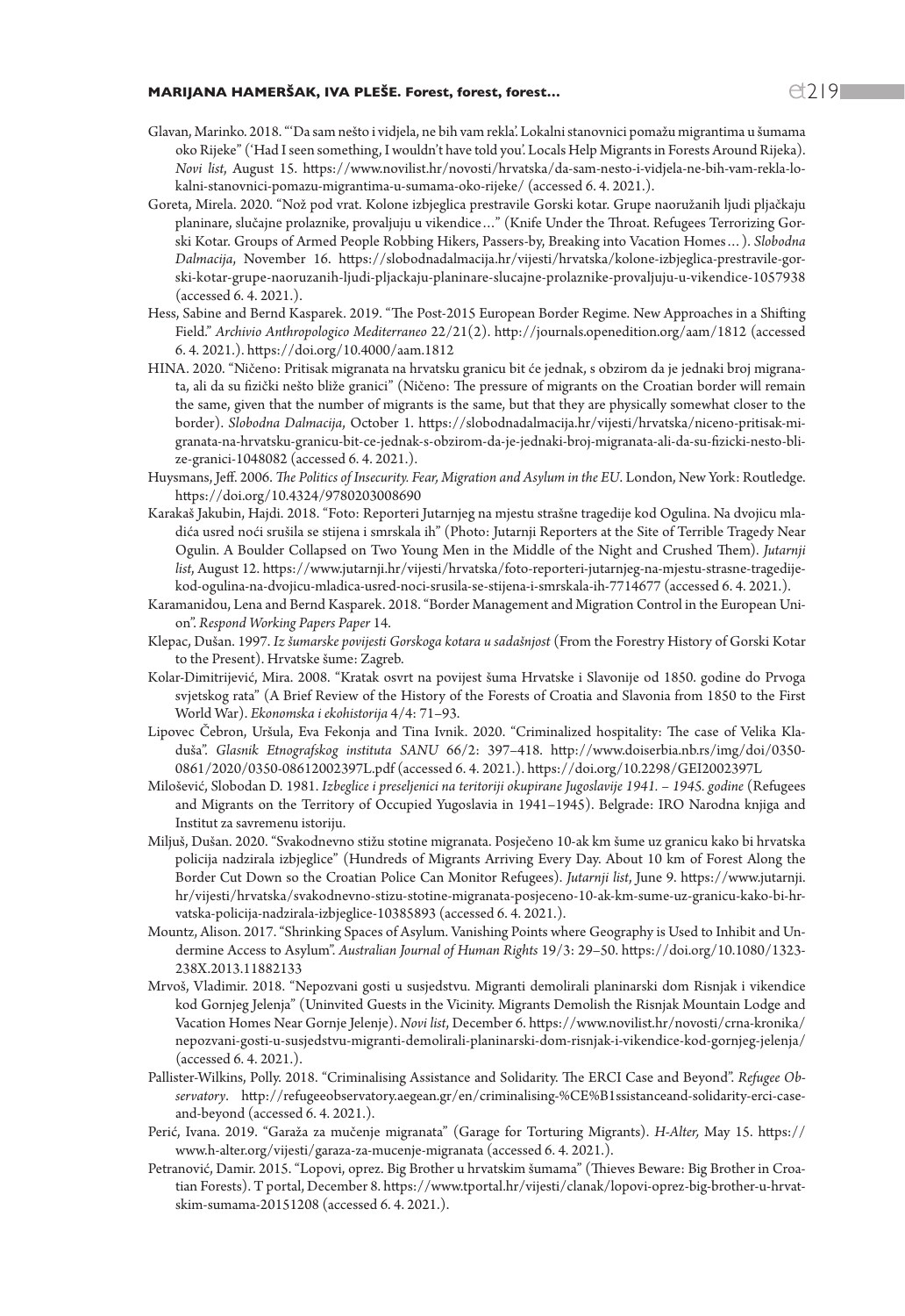Glavan, Marinko. 2018. "'Da sam nešto i vidjela, ne bih vam rekla'. Lokalni stanovnici pomažu migrantima u šumama oko Rijeke" ('Had I seen something, I wouldn't have told you'. Locals Help Migrants in Forests Around Rijeka). *Novi list*, August 15. https://www.novilist.hr/novosti/hrvatska/da-sam-nesto-i-vidjela-ne-bih-vam-rekla-lokalni-stanovnici-pomazu-migrantima-u-sumama-oko-rijeke/ (accessed 6. 4. 2021.).

Goreta, Mirela. 2020. "Nož pod vrat. Kolone izbjeglica prestravile Gorski kotar. Grupe naoružanih ljudi pljačkaju planinare, slučajne prolaznike, provaljuju u vikendice…" (Knife Under the Throat. Refugees Terrorizing Gorski Kotar. Groups of Armed People Robbing Hikers, Passers-by, Breaking into Vacation Homes…). *Slobodna Dalmacija*, November 16. https://slobodnadalmacija.hr/vijesti/hrvatska/kolone-izbjeglica-prestravile-gorski-kotar-grupe-naoruzanih-ljudi-pljackaju-planinare-slucajne-prolaznike-provaljuju-u-vikendice-1057938 (accessed 6. 4. 2021.).

Hess, Sabine and Bernd Kasparek. 2019. "The Post-2015 European Border Regime. New Approaches in a Shifting Field." *Archivio Anthropologico Mediterraneo* 22/21(2). http://journals.openedition.org/aam/1812 (accessed 6. 4. 2021.). https://doi.org/10.4000/aam.1812

HINA. 2020. "Ničeno: Pritisak migranata na hrvatsku granicu bit će jednak, s obzirom da je jednaki broj migranata, ali da su fizički nešto bliže granici" (Ničeno: The pressure of migrants on the Croatian border will remain the same, given that the number of migrants is the same, but that they are physically somewhat closer to the border). *Slobodna Dalmacija*, October 1. https://slobodnadalmacija.hr/vijesti/hrvatska/niceno-pritisak-migranata-na-hrvatsku-granicu-bit-ce-jednak-s-obzirom-da-je-jednaki-broj-migranata-ali-da-su-fizicki-nesto-blize-granici-1048082 (accessed 6. 4. 2021.).

Huysmans, Jeff. 2006. *The Politics of Insecurity. Fear, Migration and Asylum in the EU*. London, New York: Routledge. https://doi.org/10.4324/9780203008690

Karakaš Jakubin, Hajdi. 2018. "Foto: Reporteri Jutarnjeg na mjestu strašne tragedije kod Ogulina. Na dvojicu mladića usred noći srušila se stijena i smrskala ih" (Photo: Jutarnji Reporters at the Site of Terrible Tragedy Near Ogulin. A Boulder Collapsed on Two Young Men in the Middle of the Night and Crushed Them). *Jutarnji list*, August 12. https://www.jutarnji.hr/vijesti/hrvatska/foto-reporteri-jutarnjeg-na-mjestu-strasne-tragedije-kod-ogulina-na-dvojicu-mladica-usred-noci-srusila-se-stijena-i-smrskala-ih-7714677 (accessed 6. 4. 2021.).

Karamanidou, Lena and Bernd Kasparek. 2018. "Border Management and Migration Control in the European Union". *Respond Working Papers Paper* 14.

Klepac, Dušan. 1997. *Iz šumarske povijesti Gorskoga kotara u sadašnjost* (From the Forestry History of Gorski Kotar to the Present). Hrvatske šume: Zagreb.

Kolar-Dimitrijević, Mira. 2008. "Kratak osvrt na povijest šuma Hrvatske i Slavonije od 1850. godine do Prvoga svjetskog rata" (A Brief Review of the History of the Forests of Croatia and Slavonia from 1850 to the First World War). *Ekonomska i ekohistorija* 4/4: 71–93.

Lipovec Čebron, Uršula, Eva Fekonja and Tina Ivnik. 2020. "Criminalized hospitality: The case of Velika Kladuša". *Glasnik Etnografskog instituta SANU* 66/2: 397–418. http://www.doiserbia.nb.rs/img/doi/0350-0861/2020/0350-08612002397L.pdf (accessed 6. 4. 2021.). https://doi.org/10.2298/GEI2002397L

Milošević, Slobodan D. 1981. *Izbeglice i preseljenici na teritoriji okupirane Jugoslavije 1941. – 1945. godine* (Refugees and Migrants on the Territory of Occupied Yugoslavia in 1941–1945). Belgrade: IRO Narodna knjiga and Institut za savremenu istoriju.

Miljuš, Dušan. 2020. "Svakodnevno stižu stotine migranata. Posječeno 10-ak km šume uz granicu kako bi hrvatska policija nadzirala izbjeglice" (Hundreds of Migrants Arriving Every Day. About 10 km of Forest Along the Border Cut Down so the Croatian Police Can Monitor Refugees). *Jutarnji list*, June 9. https://www.jutarnji.hr/vijesti/hrvatska/svakodnevno-stizu-stotine-migranata-posjeceno-10-ak-km-sume-uz-granicu-kako-bi-hrvatska-policija-nadzirala-izbjeglice-10385893 (accessed 6. 4. 2021.).

Mountz, Alison. 2017. "Shrinking Spaces of Asylum. Vanishing Points where Geography is Used to Inhibit and Undermine Access to Asylum". *Australian Journal of Human Rights* 19/3: 29–50. https://doi.org/10.1080/1323-238X.2013.11882133

Mrvoš, Vladimir. 2018. "Nepozvani gosti u susjedstvu. Migranti demolirali planinarski dom Risnjak i vikendice kod Gornjeg Jelenja" (Uninvited Guests in the Vicinity. Migrants Demolish the Risnjak Mountain Lodge and Vacation Homes Near Gornje Jelenje). *Novi list*, December 6. https://www.novilist.hr/novosti/crna-kronika/nepozvani-gosti-u-susjedstvu-migranti-demolirali-planinarski-dom-risnjak-i-vikendice-kod-gornjeg-jelenja/ (accessed 6. 4. 2021.).

Pallister-Wilkins, Polly. 2018. "Criminalising Assistance and Solidarity. The ERCI Case and Beyond". *Refugee Observatory*. http://refugeeobservatory.aegean.gr/en/criminalising-%CE%B1ssistanceand-solidarity-erci-case-and-beyond (accessed 6. 4. 2021.).

Perić, Ivana. 2019. "Garaža za mučenje migranata" (Garage for Torturing Migrants). *H-Alter,* May 15. https://www.h-alter.org/vijesti/garaza-za-mucenje-migranata (accessed 6. 4. 2021.).

Petranović, Damir. 2015. "Lopovi, oprez. Big Brother u hrvatskim šumama" (Thieves Beware: Big Brother in Croatian Forests). T portal, December 8. https://www.tportal.hr/vijesti/clanak/lopovi-oprez-big-brother-u-hrvatskim-sumama-20151208 (accessed 6. 4. 2021.).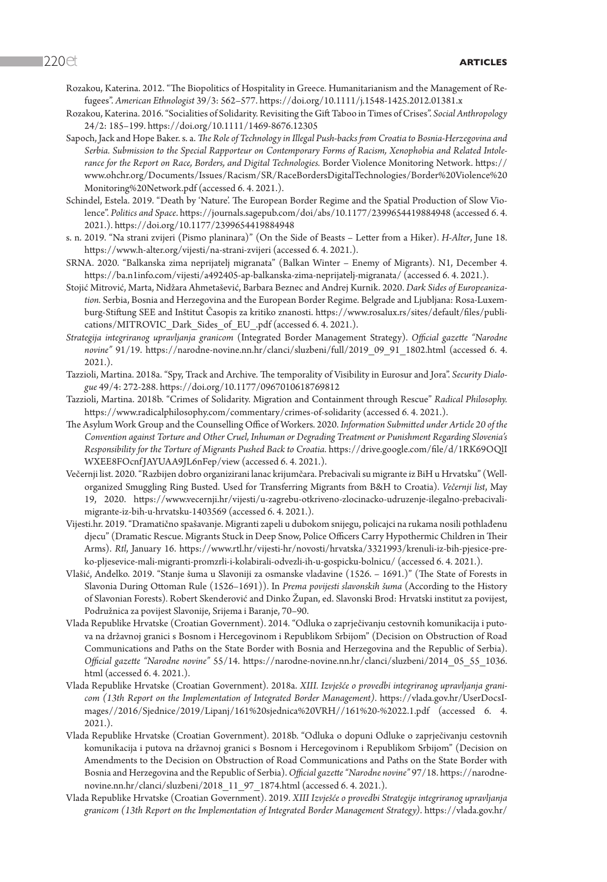Rozakou, Katerina. 2012. "The Biopolitics of Hospitality in Greece. Humanitarianism and the Management of Refugees". *American Ethnologist* 39/3: 562–577. https://doi.org/10.1111/j.1548-1425.2012.01381.x

Rozakou, Katerina. 2016. "Socialities of Solidarity. Revisiting the Gift Taboo in Times of Crises". *Social Anthropology* 24/2: 185–199. https://doi.org/10.1111/1469-8676.12305

Sapoch, Jack and Hope Baker. s. a. *The Role of Technology in Illegal Push-backs from Croatia to Bosnia-Herzegovina and Serbia. Submission to the Special Rapporteur on Contemporary Forms of Racism, Xenophobia and Related Intolerance for the Report on Race, Borders, and Digital Technologies.* Border Violence Monitoring Network. https://www.ohchr.org/Documents/Issues/Racism/SR/RaceBordersDigitalTechnologies/Border%20Violence%20Monitoring%20Network.pdf (accessed 6. 4. 2021.).

Schindel, Estela. 2019. "Death by 'Nature'. The European Border Regime and the Spatial Production of Slow Violence". *Politics and Space*. https://journals.sagepub.com/doi/abs/10.1177/2399654419884948 (accessed 6. 4. 2021.). https://doi.org/10.1177/2399654419884948

s. n. 2019. "Na strani zvijeri (Pismo planinara)" (On the Side of Beasts – Letter from a Hiker). *H-Alter*, June 18. https://www.h-alter.org/vijesti/na-strani-zvijeri (accessed 6. 4. 2021.).

SRNA. 2020. "Balkanska zima neprijatelj migranata" (Balkan Winter – Enemy of Migrants). N1, December 4. https://ba.n1info.com/vijesti/a492405-ap-balkanska-zima-neprijatelj-migranata/ (accessed 6. 4. 2021.).

Stojić Mitrović, Marta, Nidžara Ahmetašević, Barbara Beznec and Andrej Kurnik. 2020. *Dark Sides of Europeanization.* Serbia, Bosnia and Herzegovina and the European Border Regime. Belgrade and Ljubljana: Rosa-Luxemburg-Stiftung SEE and Inštitut Časopis za kritiko znanosti. https://www.rosalux.rs/sites/default/files/publications/MITROVIC_Dark_Sides_of_EU_.pdf (accessed 6. 4. 2021.).

*Strategija integriranog upravljanja granicom* (Integrated Border Management Strategy). *Official gazette "Narodne novine"* 91/19. https://narodne-novine.nn.hr/clanci/sluzbeni/full/2019_09_91_1802.html (accessed 6. 4. 2021.).

Tazzioli, Martina. 2018a. "Spy, Track and Archive. The temporality of Visibility in Eurosur and Jora". *Security Dialogue* 49/4: 272-288. https://doi.org/10.1177/0967010618769812

Tazzioli, Martina. 2018b. "Crimes of Solidarity. Migration and Containment through Rescue" *Radical Philosophy.* https://www.radicalphilosophy.com/commentary/crimes-of-solidarity (accessed 6. 4. 2021.).

The Asylum Work Group and the Counselling Office of Workers. 2020. *Information Submitted under Article 20 of the Convention against Torture and Other Cruel, Inhuman or Degrading Treatment or Punishment Regarding Slovenia's Responsibility for the Torture of Migrants Pushed Back to Croatia*. https://drive.google.com/file/d/1RK69OQlIWXEE8FOcnfJAYUAA9JL6nFep/view (accessed 6. 4. 2021.).

Večernji list. 2020. "Razbijen dobro organizirani lanac krijumčara. Prebacivali su migrante iz BiH u Hrvatsku" (Well-organized Smuggling Ring Busted. Used for Transferring Migrants from B&H to Croatia). *Večernji list*, May 19, 2020. https://www.vecernji.hr/vijesti/u-zagrebu-otkriveno-zlocinacko-udruzenje-ilegalno-prebacivali-migrante-iz-bih-u-hrvatsku-1403569 (accessed 6. 4. 2021.).

Vijesti.hr. 2019. "Dramatično spašavanje. Migranti zapeli u dubokom snijegu, policajci na rukama nosili pothlađenu djecu" (Dramatic Rescue. Migrants Stuck in Deep Snow, Police Officers Carry Hypothermic Children in Their Arms). *Rtl*, January 16. https://www.rtl.hr/vijesti-hr/novosti/hrvatska/3321993/krenuli-iz-bih-pjesice-preko-pljesevice-mali-migranti-promzrli-i-kolabirali-odvezli-ih-u-gospicku-bolnicu/ (accessed 6. 4. 2021.).

Vlašić, Anđelko. 2019. "Stanje šuma u Slavoniji za osmanske vladavine (1526. – 1691.)" (The State of Forests in Slavonia During Ottoman Rule (1526–1691)). In *Prema povijesti slavonskih šuma* (According to the History of Slavonian Forests). Robert Skenderović and Dinko Župan, ed. Slavonski Brod: Hrvatski institut za povijest, Podružnica za povijest Slavonije, Srijema i Baranje, 70–90.

Vlada Republike Hrvatske (Croatian Government). 2014. "Odluka o zaprječivanju cestovnih komunikacija i putova na državnoj granici s Bosnom i Hercegovinom i Republikom Srbijom" (Decision on Obstruction of Road Communications and Paths on the State Border with Bosnia and Herzegovina and the Republic of Serbia). *Official gazette "Narodne novine"* 55/14. https://narodne-novine.nn.hr/clanci/sluzbeni/2014_05_55_1036.html (accessed 6. 4. 2021.).

Vlada Republike Hrvatske (Croatian Government). 2018a. *XIII. Izvješće o provedbi integriranog upravljanja granicom (13th Report on the Implementation of Integrated Border Management)*. https://vlada.gov.hr/UserDocsImages//2016/Sjednice/2019/Lipanj/161%20sjednica%20VRH//161%20-%2022.1.pdf (accessed 6. 4. 2021.).

Vlada Republike Hrvatske (Croatian Government). 2018b. "Odluka o dopuni Odluke o zaprječivanju cestovnih komunikacija i putova na državnoj granici s Bosnom i Hercegovinom i Republikom Srbijom" (Decision on Amendments to the Decision on Obstruction of Road Communications and Paths on the State Border with Bosnia and Herzegovina and the Republic of Serbia). *Official gazette "Narodne novine"* 97/18. https://narodne-novine.nn.hr/clanci/sluzbeni/2018_11_97_1874.html (accessed 6. 4. 2021.).

Vlada Republike Hrvatske (Croatian Government). 2019. *XIII Izvješće o provedbi Strategije integriranog upravljanja granicom (13th Report on the Implementation of Integrated Border Management Strategy)*. https://vlada.gov.hr/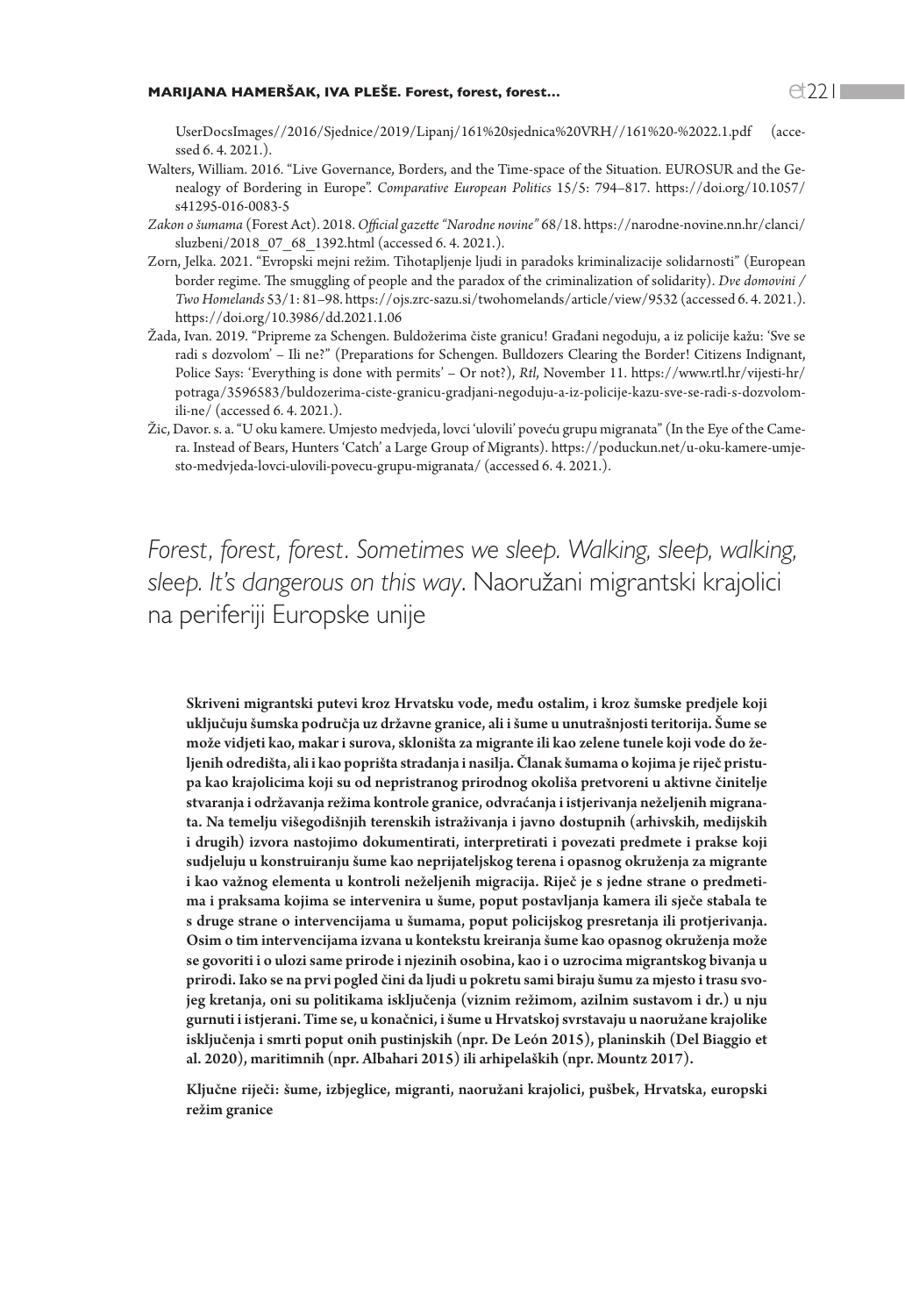UserDocsImages//2016/Sjednice/2019/Lipanj/161%20sjednica%20VRH//161%20-%2022.1.pdf (accessed 6. 4. 2021.).

Walters, William. 2016. "Live Governance, Borders, and the Time-space of the Situation. EUROSUR and the Genealogy of Bordering in Europe". *Comparative European Politics* 15/5: 794–817. https://doi.org/10.1057/s41295-016-0083-5

*Zakon o šumama* (Forest Act). 2018. *Official gazette "Narodne novine"* 68/18. https://narodne-novine.nn.hr/clanci/sluzbeni/2018_07_68_1392.html (accessed 6. 4. 2021.).

Zorn, Jelka. 2021. "Evropski mejni režim. Tihotapljenje ljudi in paradoks kriminalizacije solidarnosti" (European border regime. The smuggling of people and the paradox of the criminalization of solidarity). *Dve domovini / Two Homelands* 53/1: 81–98. https://ojs.zrc-sazu.si/twohomelands/article/view/9532 (accessed 6. 4. 2021.). https://doi.org/10.3986/dd.2021.1.06

Žada, Ivan. 2019. "Pripreme za Schengen. Buldožerima čiste granicu! Građani negoduju, a iz policije kažu: 'Sve se radi s dozvolom' – Ili ne?" (Preparations for Schengen. Bulldozers Clearing the Border! Citizens Indignant, Police Says: 'Everything is done with permits' – Or not?), *Rtl*, November 11. https://www.rtl.hr/vijesti-hr/potraga/3596583/buldozerima-ciste-granicu-gradjani-negoduju-a-iz-policije-kazu-sve-se-radi-s-dozvolom-ili-ne/ (accessed 6. 4. 2021.).

Žic, Davor. s. a. "U oku kamere. Umjesto medvjeda, lovci 'ulovili' poveću grupu migranata" (In the Eye of the Camera. Instead of Bears, Hunters 'Catch' a Large Group of Migrants). https://poduckun.net/u-oku-kamere-umjesto-medvjeda-lovci-ulovili-povecu-grupu-migranata/ (accessed 6. 4. 2021.).

# *Forest, forest, forest. Sometimes we sleep. Walking, sleep, walking, sleep. It's dangerous on this way*. Naoružani migrantski krajolici na periferiji Europske unije

**Skriveni migrantski putevi kroz Hrvatsku vode, među ostalim, i kroz šumske predjele koji uključuju šumska područja uz državne granice, ali i šume u unutrašnjosti teritorija. Šume se može vidjeti kao, makar i surova, skloništa za migrante ili kao zelene tunele koji vode do željenih odredišta, ali i kao poprišta stradanja i nasilja. Članak šumama o kojima je riječ pristupa kao krajolicima koji su od nepristranog prirodnog okoliša pretvoreni u aktivne činitelje stvaranja i održavanja režima kontrole granice, odvraćanja i istjerivanja neželjenih migranata. Na temelju višegodišnjih terenskih istraživanja i javno dostupnih (arhivskih, medijskih i drugih) izvora nastojimo dokumentirati, interpretirati i povezati predmete i prakse koji sudjeluju u konstruiranju šume kao neprijateljskog terena i opasnog okruženja za migrante i kao važnog elementa u kontroli neželjenih migracija. Riječ je s jedne strane o predmetima i praksama kojima se intervenira u šume, poput postavljanja kamera ili sječe stabala te s druge strane o intervencijama u šumama, poput policijskog presretanja ili protjerivanja. Osim o tim intervencijama izvana u kontekstu kreiranja šume kao opasnog okruženja može se govoriti i o ulozi same prirode i njezinih osobina, kao i o uzrocima migrantskog bivanja u prirodi. Iako se na prvi pogled čini da ljudi u pokretu sami biraju šumu za mjesto i trasu svojeg kretanja, oni su politikama isključenja (viznim režimom, azilnim sustavom i dr.) u nju gurnuti i istjerani. Time se, u konačnici, i šume u Hrvatskoj svrstavaju u naoružane krajolike isključenja i smrti poput onih pustinjskih (npr. De León 2015), planinskih (Del Biaggio et al. 2020), maritimnih (npr. Albahari 2015) ili arhipelaških (npr. Mountz 2017).**

**Ključne riječi: šume, izbjeglice, migranti, naoružani krajolici, pušbek, Hrvatska, europski režim granice**